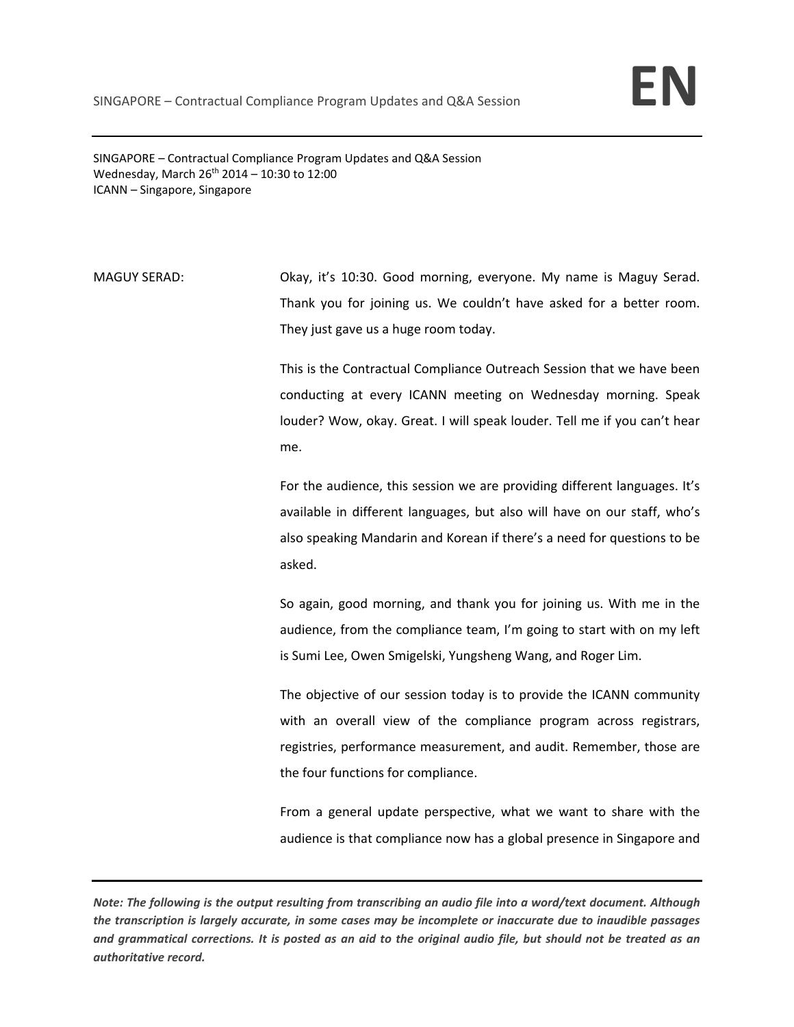SINGAPORE – Contractual Compliance Program Updates and Q&A Session
Wednesday, March 26th 2014 – 10:30 to 12:00
ICANN – Singapore, Singapore

MAGUY SERAD: Okay, it's 10:30. Good morning, everyone. My name is Maguy Serad. Thank you for joining us. We couldn't have asked for a better room. They just gave us a huge room today.

This is the Contractual Compliance Outreach Session that we have been conducting at every ICANN meeting on Wednesday morning. Speak louder? Wow, okay. Great. I will speak louder. Tell me if you can't hear me.

For the audience, this session we are providing different languages. It's available in different languages, but also will have on our staff, who's also speaking Mandarin and Korean if there's a need for questions to be asked.

So again, good morning, and thank you for joining us. With me in the audience, from the compliance team, I'm going to start with on my left is Sumi Lee, Owen Smigelski, Yungsheng Wang, and Roger Lim.

The objective of our session today is to provide the ICANN community with an overall view of the compliance program across registrars, registries, performance measurement, and audit. Remember, those are the four functions for compliance.

From a general update perspective, what we want to share with the audience is that compliance now has a global presence in Singapore and

*Note: The following is the output resulting from transcribing an audio file into a word/text document. Although the transcription is largely accurate, in some cases may be incomplete or inaccurate due to inaudible passages and grammatical corrections. It is posted as an aid to the original audio file, but should not be treated as an authoritative record.*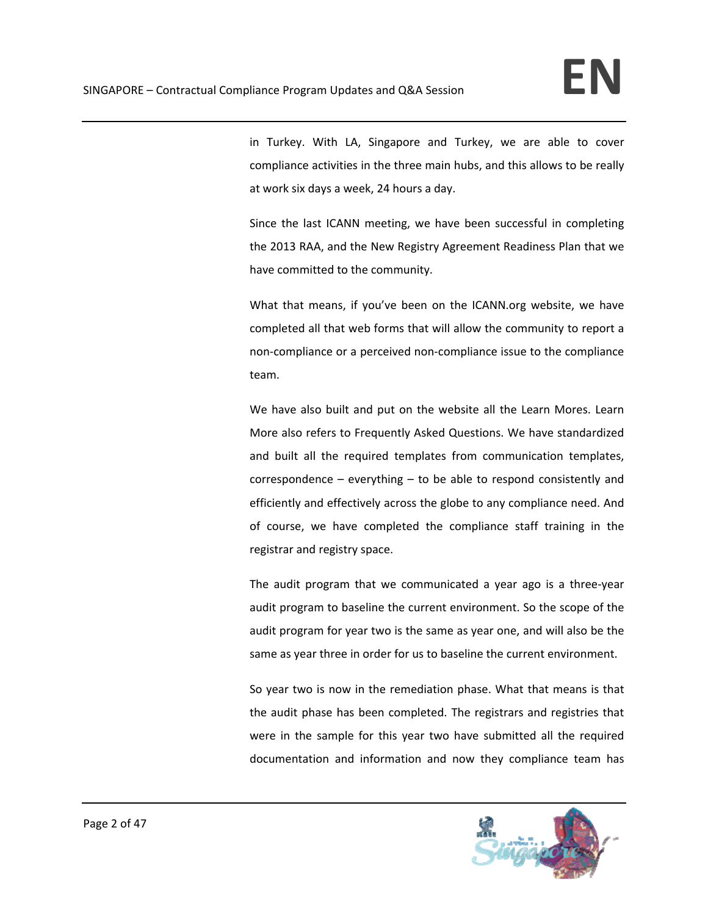in Turkey. With LA, Singapore and Turkey, we are able to cover compliance activities in the three main hubs, and this allows to be really at work six days a week, 24 hours a day.

Since the last ICANN meeting, we have been successful in completing the 2013 RAA, and the New Registry Agreement Readiness Plan that we have committed to the community.

What that means, if you've been on the ICANN.org website, we have completed all that web forms that will allow the community to report a non-compliance or a perceived non-compliance issue to the compliance team.

We have also built and put on the website all the Learn Mores. Learn More also refers to Frequently Asked Questions. We have standardized and built all the required templates from communication templates, correspondence – everything – to be able to respond consistently and efficiently and effectively across the globe to any compliance need. And of course, we have completed the compliance staff training in the registrar and registry space.

The audit program that we communicated a year ago is a three-year audit program to baseline the current environment. So the scope of the audit program for year two is the same as year one, and will also be the same as year three in order for us to baseline the current environment.

So year two is now in the remediation phase. What that means is that the audit phase has been completed. The registrars and registries that were in the sample for this year two have submitted all the required documentation and information and now they compliance team has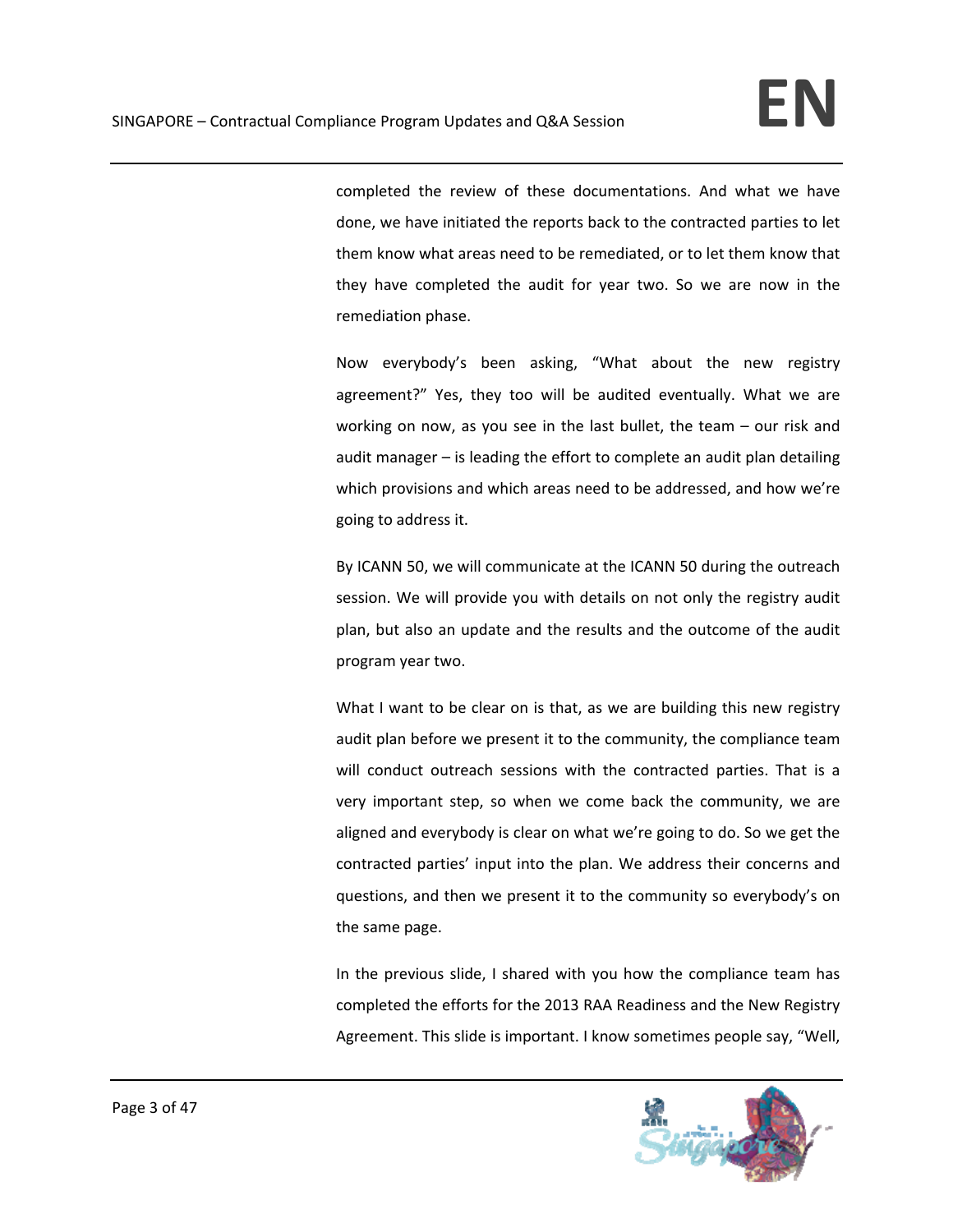completed the review of these documentations. And what we have done, we have initiated the reports back to the contracted parties to let them know what areas need to be remediated, or to let them know that they have completed the audit for year two. So we are now in the remediation phase.

Now everybody's been asking, "What about the new registry agreement?" Yes, they too will be audited eventually. What we are working on now, as you see in the last bullet, the team – our risk and audit manager – is leading the effort to complete an audit plan detailing which provisions and which areas need to be addressed, and how we're going to address it.

By ICANN 50, we will communicate at the ICANN 50 during the outreach session. We will provide you with details on not only the registry audit plan, but also an update and the results and the outcome of the audit program year two.

What I want to be clear on is that, as we are building this new registry audit plan before we present it to the community, the compliance team will conduct outreach sessions with the contracted parties. That is a very important step, so when we come back the community, we are aligned and everybody is clear on what we're going to do. So we get the contracted parties' input into the plan. We address their concerns and questions, and then we present it to the community so everybody's on the same page.

In the previous slide, I shared with you how the compliance team has completed the efforts for the 2013 RAA Readiness and the New Registry Agreement. This slide is important. I know sometimes people say, "Well,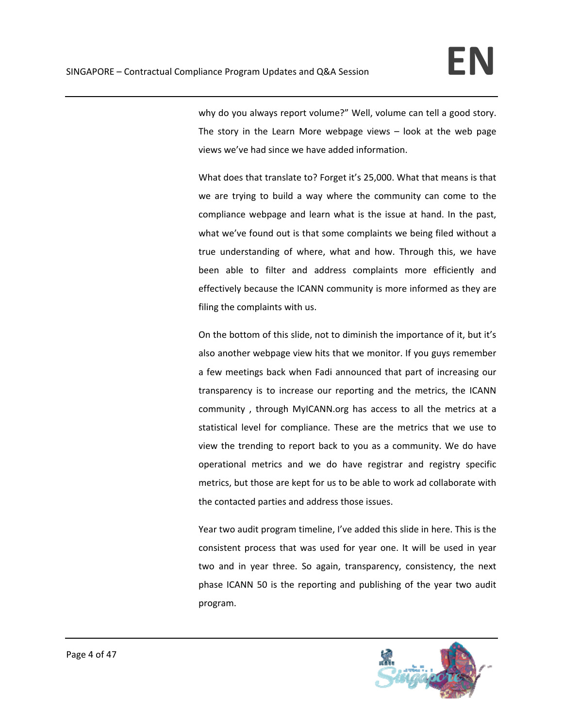why do you always report volume?" Well, volume can tell a good story. The story in the Learn More webpage views – look at the web page views we've had since we have added information.

What does that translate to? Forget it's 25,000. What that means is that we are trying to build a way where the community can come to the compliance webpage and learn what is the issue at hand. In the past, what we've found out is that some complaints we being filed without a true understanding of where, what and how. Through this, we have been able to filter and address complaints more efficiently and effectively because the ICANN community is more informed as they are filing the complaints with us.

On the bottom of this slide, not to diminish the importance of it, but it's also another webpage view hits that we monitor. If you guys remember a few meetings back when Fadi announced that part of increasing our transparency is to increase our reporting and the metrics, the ICANN community , through MyICANN.org has access to all the metrics at a statistical level for compliance. These are the metrics that we use to view the trending to report back to you as a community. We do have operational metrics and we do have registrar and registry specific metrics, but those are kept for us to be able to work ad collaborate with the contacted parties and address those issues.

Year two audit program timeline, I've added this slide in here. This is the consistent process that was used for year one. It will be used in year two and in year three. So again, transparency, consistency, the next phase ICANN 50 is the reporting and publishing of the year two audit program.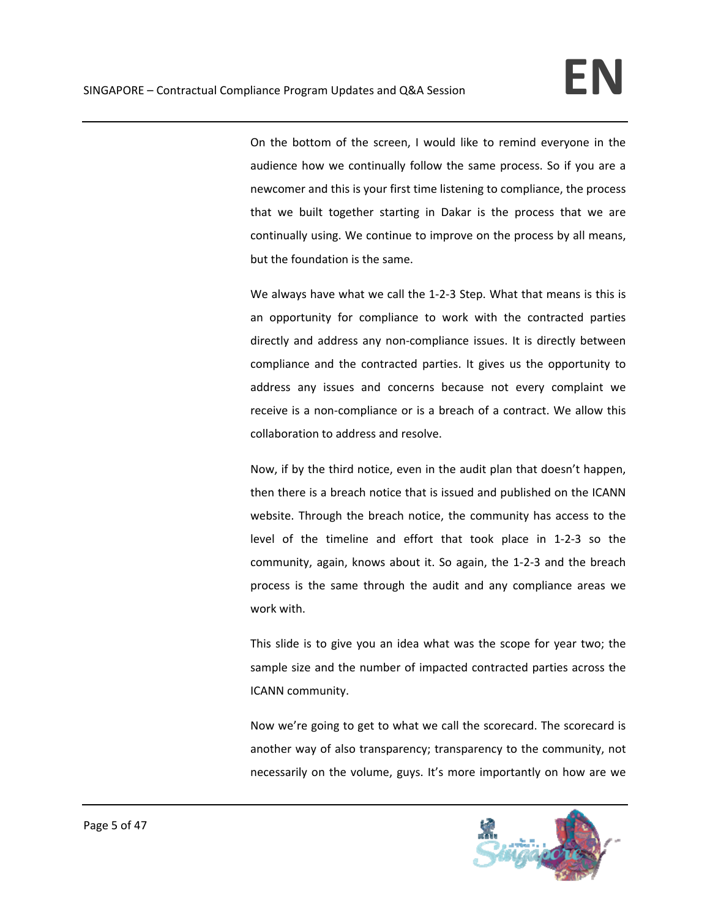On the bottom of the screen, I would like to remind everyone in the audience how we continually follow the same process. So if you are a newcomer and this is your first time listening to compliance, the process that we built together starting in Dakar is the process that we are continually using. We continue to improve on the process by all means, but the foundation is the same.

We always have what we call the 1-2-3 Step. What that means is this is an opportunity for compliance to work with the contracted parties directly and address any non-compliance issues. It is directly between compliance and the contracted parties. It gives us the opportunity to address any issues and concerns because not every complaint we receive is a non-compliance or is a breach of a contract. We allow this collaboration to address and resolve.

Now, if by the third notice, even in the audit plan that doesn't happen, then there is a breach notice that is issued and published on the ICANN website. Through the breach notice, the community has access to the level of the timeline and effort that took place in 1-2-3 so the community, again, knows about it. So again, the 1-2-3 and the breach process is the same through the audit and any compliance areas we work with.

This slide is to give you an idea what was the scope for year two; the sample size and the number of impacted contracted parties across the ICANN community.

Now we're going to get to what we call the scorecard. The scorecard is another way of also transparency; transparency to the community, not necessarily on the volume, guys. It's more importantly on how are we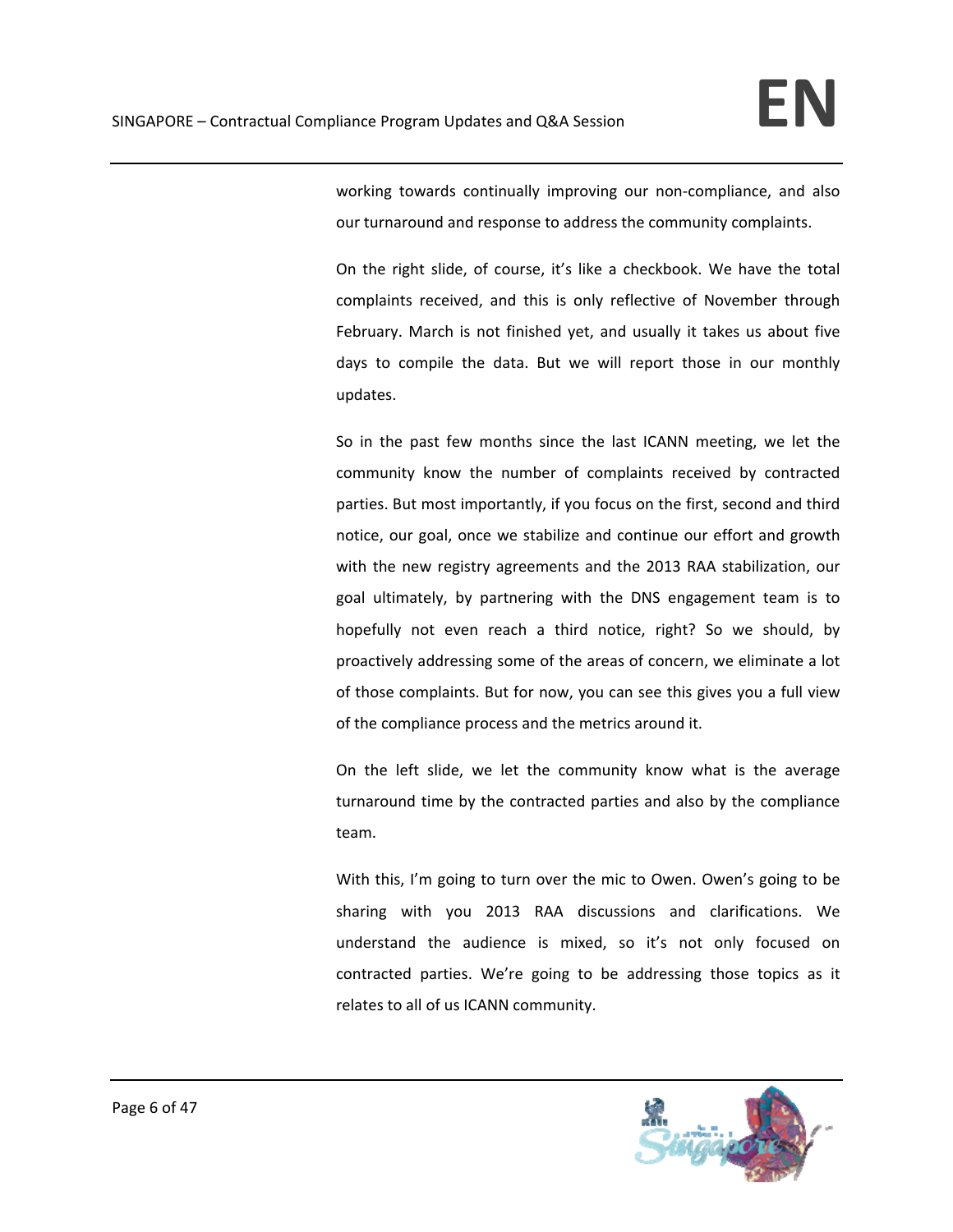working towards continually improving our non-compliance, and also our turnaround and response to address the community complaints.

On the right slide, of course, it's like a checkbook. We have the total complaints received, and this is only reflective of November through February. March is not finished yet, and usually it takes us about five days to compile the data. But we will report those in our monthly updates.

So in the past few months since the last ICANN meeting, we let the community know the number of complaints received by contracted parties. But most importantly, if you focus on the first, second and third notice, our goal, once we stabilize and continue our effort and growth with the new registry agreements and the 2013 RAA stabilization, our goal ultimately, by partnering with the DNS engagement team is to hopefully not even reach a third notice, right? So we should, by proactively addressing some of the areas of concern, we eliminate a lot of those complaints. But for now, you can see this gives you a full view of the compliance process and the metrics around it.

On the left slide, we let the community know what is the average turnaround time by the contracted parties and also by the compliance team.

With this, I'm going to turn over the mic to Owen. Owen's going to be sharing with you 2013 RAA discussions and clarifications. We understand the audience is mixed, so it's not only focused on contracted parties. We're going to be addressing those topics as it relates to all of us ICANN community.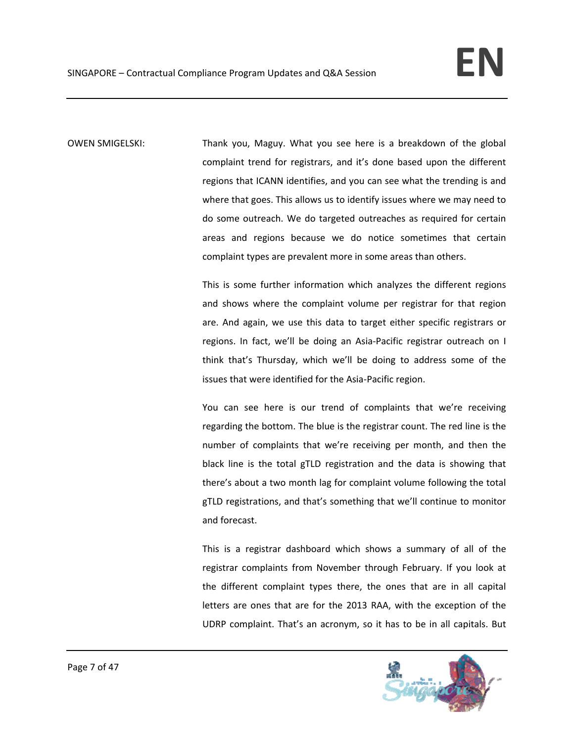OWEN SMIGELSKI: Thank you, Maguy. What you see here is a breakdown of the global complaint trend for registrars, and it's done based upon the different regions that ICANN identifies, and you can see what the trending is and where that goes. This allows us to identify issues where we may need to do some outreach. We do targeted outreaches as required for certain areas and regions because we do notice sometimes that certain complaint types are prevalent more in some areas than others.

This is some further information which analyzes the different regions and shows where the complaint volume per registrar for that region are. And again, we use this data to target either specific registrars or regions. In fact, we'll be doing an Asia-Pacific registrar outreach on I think that's Thursday, which we'll be doing to address some of the issues that were identified for the Asia-Pacific region.

You can see here is our trend of complaints that we're receiving regarding the bottom. The blue is the registrar count. The red line is the number of complaints that we're receiving per month, and then the black line is the total gTLD registration and the data is showing that there's about a two month lag for complaint volume following the total gTLD registrations, and that's something that we'll continue to monitor and forecast.

This is a registrar dashboard which shows a summary of all of the registrar complaints from November through February. If you look at the different complaint types there, the ones that are in all capital letters are ones that are for the 2013 RAA, with the exception of the UDRP complaint. That's an acronym, so it has to be in all capitals. But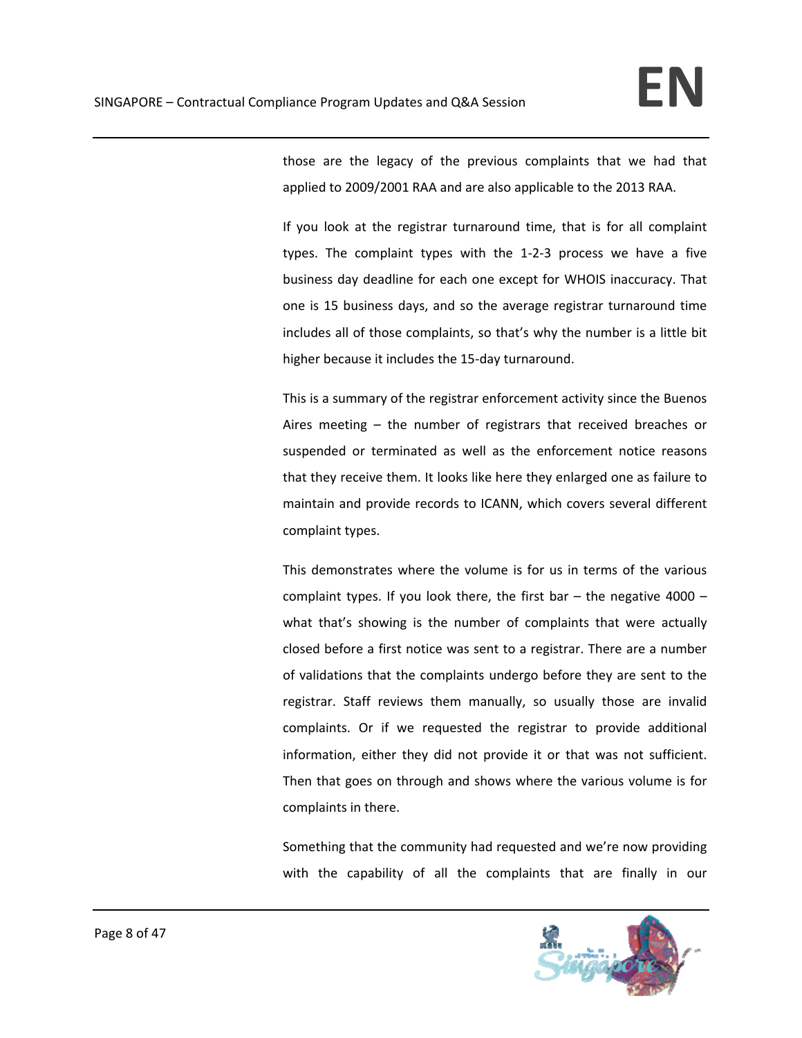those are the legacy of the previous complaints that we had that applied to 2009/2001 RAA and are also applicable to the 2013 RAA.

If you look at the registrar turnaround time, that is for all complaint types. The complaint types with the 1-2-3 process we have a five business day deadline for each one except for WHOIS inaccuracy. That one is 15 business days, and so the average registrar turnaround time includes all of those complaints, so that's why the number is a little bit higher because it includes the 15-day turnaround.

This is a summary of the registrar enforcement activity since the Buenos Aires meeting – the number of registrars that received breaches or suspended or terminated as well as the enforcement notice reasons that they receive them. It looks like here they enlarged one as failure to maintain and provide records to ICANN, which covers several different complaint types.

This demonstrates where the volume is for us in terms of the various complaint types. If you look there, the first bar – the negative 4000 – what that's showing is the number of complaints that were actually closed before a first notice was sent to a registrar. There are a number of validations that the complaints undergo before they are sent to the registrar. Staff reviews them manually, so usually those are invalid complaints. Or if we requested the registrar to provide additional information, either they did not provide it or that was not sufficient. Then that goes on through and shows where the various volume is for complaints in there.

Something that the community had requested and we're now providing with the capability of all the complaints that are finally in our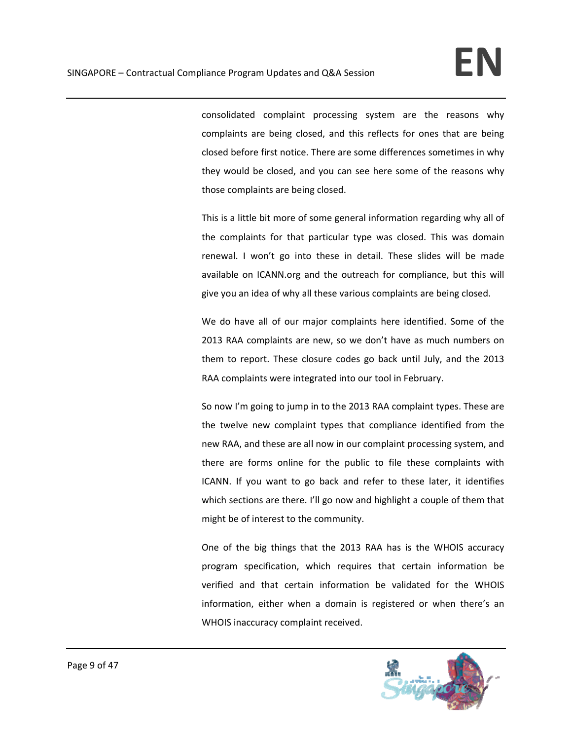consolidated complaint processing system are the reasons why complaints are being closed, and this reflects for ones that are being closed before first notice. There are some differences sometimes in why they would be closed, and you can see here some of the reasons why those complaints are being closed.

This is a little bit more of some general information regarding why all of the complaints for that particular type was closed. This was domain renewal. I won't go into these in detail. These slides will be made available on ICANN.org and the outreach for compliance, but this will give you an idea of why all these various complaints are being closed.

We do have all of our major complaints here identified. Some of the 2013 RAA complaints are new, so we don't have as much numbers on them to report. These closure codes go back until July, and the 2013 RAA complaints were integrated into our tool in February.

So now I'm going to jump in to the 2013 RAA complaint types. These are the twelve new complaint types that compliance identified from the new RAA, and these are all now in our complaint processing system, and there are forms online for the public to file these complaints with ICANN. If you want to go back and refer to these later, it identifies which sections are there. I'll go now and highlight a couple of them that might be of interest to the community.

One of the big things that the 2013 RAA has is the WHOIS accuracy program specification, which requires that certain information be verified and that certain information be validated for the WHOIS information, either when a domain is registered or when there's an WHOIS inaccuracy complaint received.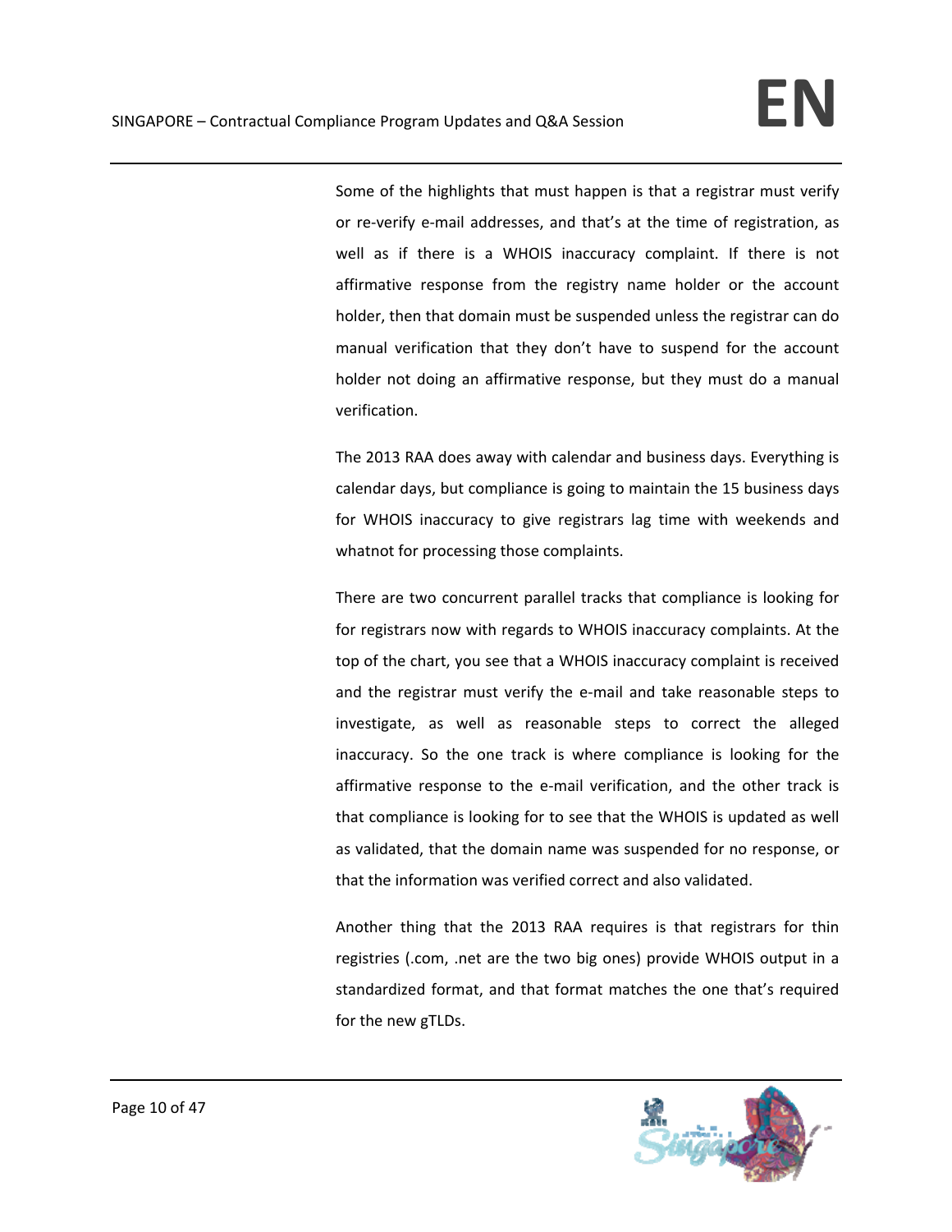Some of the highlights that must happen is that a registrar must verify or re-verify e-mail addresses, and that's at the time of registration, as well as if there is a WHOIS inaccuracy complaint. If there is not affirmative response from the registry name holder or the account holder, then that domain must be suspended unless the registrar can do manual verification that they don't have to suspend for the account holder not doing an affirmative response, but they must do a manual verification.

The 2013 RAA does away with calendar and business days. Everything is calendar days, but compliance is going to maintain the 15 business days for WHOIS inaccuracy to give registrars lag time with weekends and whatnot for processing those complaints.

There are two concurrent parallel tracks that compliance is looking for for registrars now with regards to WHOIS inaccuracy complaints. At the top of the chart, you see that a WHOIS inaccuracy complaint is received and the registrar must verify the e-mail and take reasonable steps to investigate, as well as reasonable steps to correct the alleged inaccuracy. So the one track is where compliance is looking for the affirmative response to the e-mail verification, and the other track is that compliance is looking for to see that the WHOIS is updated as well as validated, that the domain name was suspended for no response, or that the information was verified correct and also validated.

Another thing that the 2013 RAA requires is that registrars for thin registries (.com, .net are the two big ones) provide WHOIS output in a standardized format, and that format matches the one that's required for the new gTLDs.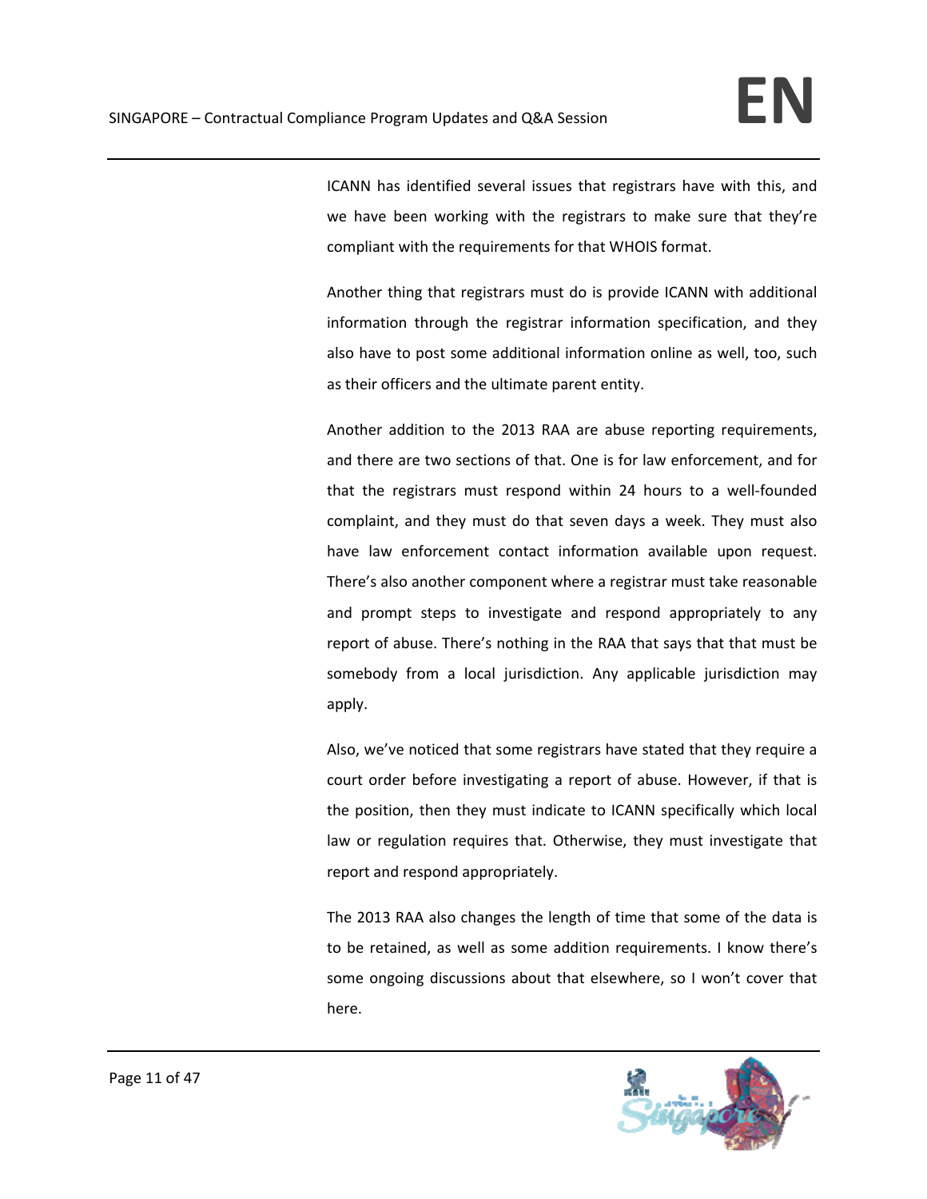ICANN has identified several issues that registrars have with this, and we have been working with the registrars to make sure that they're compliant with the requirements for that WHOIS format.

Another thing that registrars must do is provide ICANN with additional information through the registrar information specification, and they also have to post some additional information online as well, too, such as their officers and the ultimate parent entity.

Another addition to the 2013 RAA are abuse reporting requirements, and there are two sections of that. One is for law enforcement, and for that the registrars must respond within 24 hours to a well-founded complaint, and they must do that seven days a week. They must also have law enforcement contact information available upon request. There's also another component where a registrar must take reasonable and prompt steps to investigate and respond appropriately to any report of abuse. There's nothing in the RAA that says that that must be somebody from a local jurisdiction. Any applicable jurisdiction may apply.

Also, we've noticed that some registrars have stated that they require a court order before investigating a report of abuse. However, if that is the position, then they must indicate to ICANN specifically which local law or regulation requires that. Otherwise, they must investigate that report and respond appropriately.

The 2013 RAA also changes the length of time that some of the data is to be retained, as well as some addition requirements. I know there's some ongoing discussions about that elsewhere, so I won't cover that here.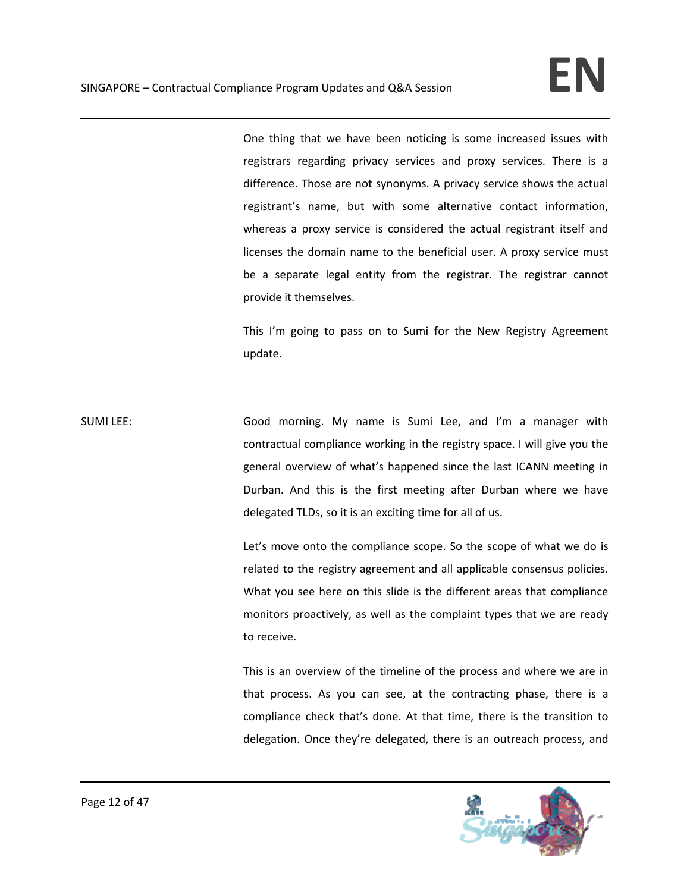One thing that we have been noticing is some increased issues with registrars regarding privacy services and proxy services. There is a difference. Those are not synonyms. A privacy service shows the actual registrant's name, but with some alternative contact information, whereas a proxy service is considered the actual registrant itself and licenses the domain name to the beneficial user. A proxy service must be a separate legal entity from the registrar. The registrar cannot provide it themselves.

This I'm going to pass on to Sumi for the New Registry Agreement update.

SUMI LEE: Good morning. My name is Sumi Lee, and I'm a manager with contractual compliance working in the registry space. I will give you the general overview of what's happened since the last ICANN meeting in Durban. And this is the first meeting after Durban where we have delegated TLDs, so it is an exciting time for all of us.

Let's move onto the compliance scope. So the scope of what we do is related to the registry agreement and all applicable consensus policies. What you see here on this slide is the different areas that compliance monitors proactively, as well as the complaint types that we are ready to receive.

This is an overview of the timeline of the process and where we are in that process. As you can see, at the contracting phase, there is a compliance check that's done. At that time, there is the transition to delegation. Once they're delegated, there is an outreach process, and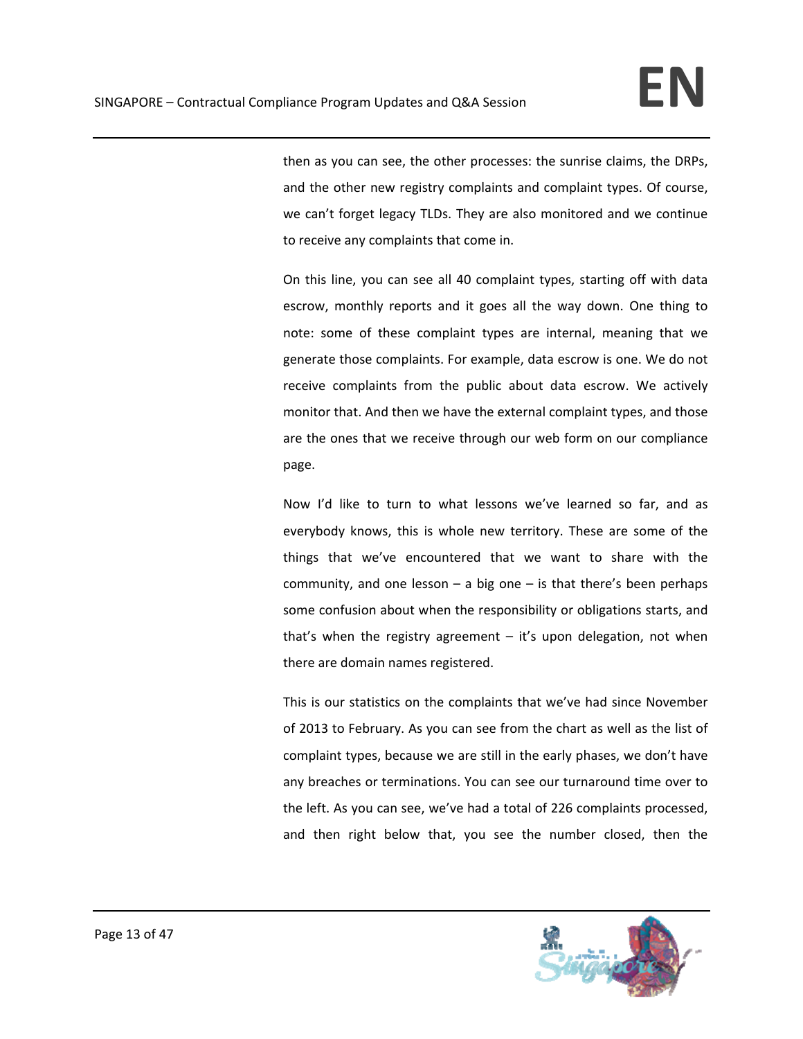then as you can see, the other processes: the sunrise claims, the DRPs, and the other new registry complaints and complaint types. Of course, we can't forget legacy TLDs. They are also monitored and we continue to receive any complaints that come in.

On this line, you can see all 40 complaint types, starting off with data escrow, monthly reports and it goes all the way down. One thing to note: some of these complaint types are internal, meaning that we generate those complaints. For example, data escrow is one. We do not receive complaints from the public about data escrow. We actively monitor that. And then we have the external complaint types, and those are the ones that we receive through our web form on our compliance page.

Now I'd like to turn to what lessons we've learned so far, and as everybody knows, this is whole new territory. These are some of the things that we've encountered that we want to share with the community, and one lesson – a big one – is that there's been perhaps some confusion about when the responsibility or obligations starts, and that's when the registry agreement – it's upon delegation, not when there are domain names registered.

This is our statistics on the complaints that we've had since November of 2013 to February. As you can see from the chart as well as the list of complaint types, because we are still in the early phases, we don't have any breaches or terminations. You can see our turnaround time over to the left. As you can see, we've had a total of 226 complaints processed, and then right below that, you see the number closed, then the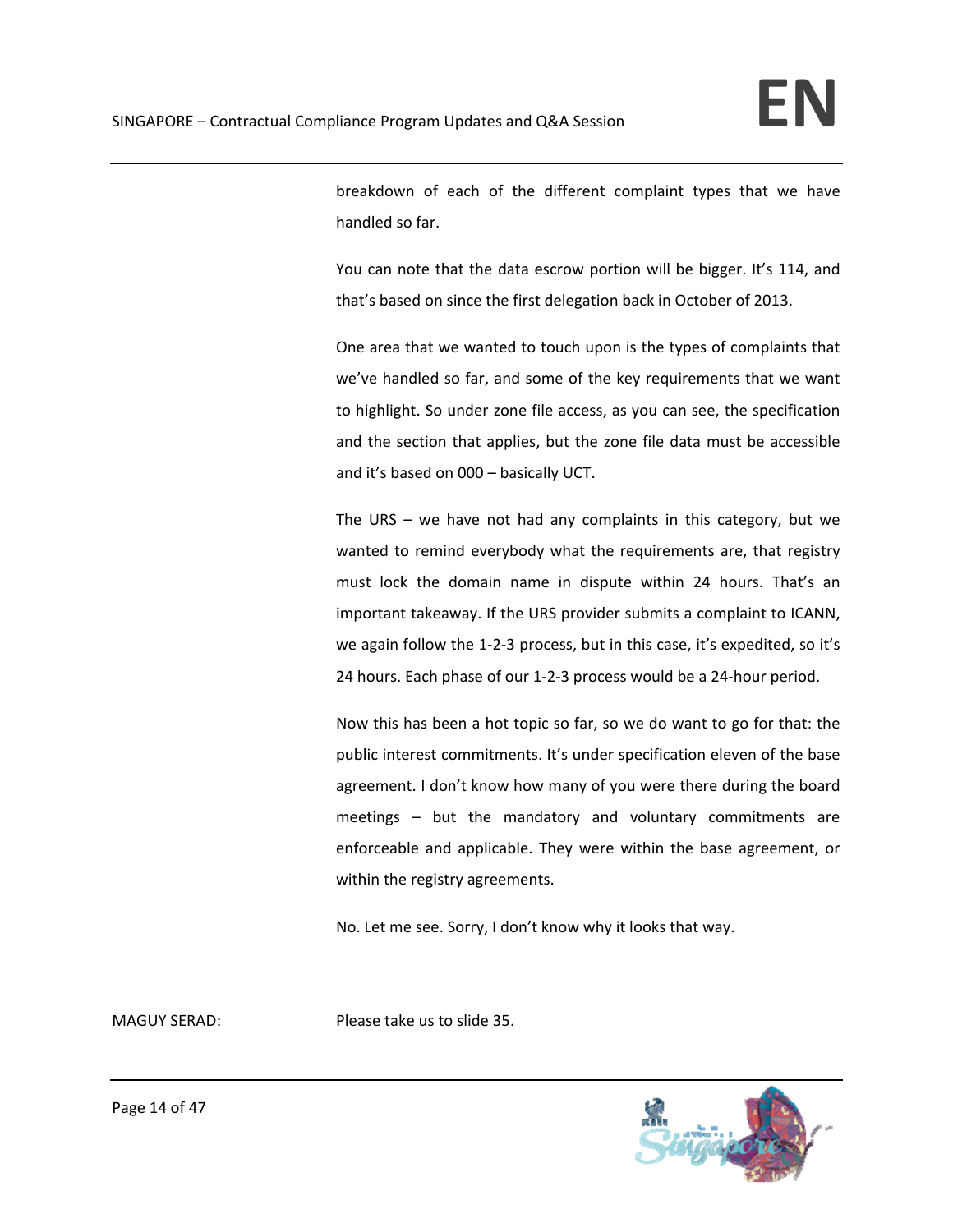breakdown of each of the different complaint types that we have handled so far.

You can note that the data escrow portion will be bigger. It's 114, and that's based on since the first delegation back in October of 2013.

One area that we wanted to touch upon is the types of complaints that we've handled so far, and some of the key requirements that we want to highlight. So under zone file access, as you can see, the specification and the section that applies, but the zone file data must be accessible and it's based on 000 – basically UCT.

The URS – we have not had any complaints in this category, but we wanted to remind everybody what the requirements are, that registry must lock the domain name in dispute within 24 hours. That's an important takeaway. If the URS provider submits a complaint to ICANN, we again follow the 1-2-3 process, but in this case, it's expedited, so it's 24 hours. Each phase of our 1-2-3 process would be a 24-hour period.

Now this has been a hot topic so far, so we do want to go for that: the public interest commitments. It's under specification eleven of the base agreement. I don't know how many of you were there during the board meetings – but the mandatory and voluntary commitments are enforceable and applicable. They were within the base agreement, or within the registry agreements.

No. Let me see. Sorry, I don't know why it looks that way.

MAGUY SERAD: Please take us to slide 35.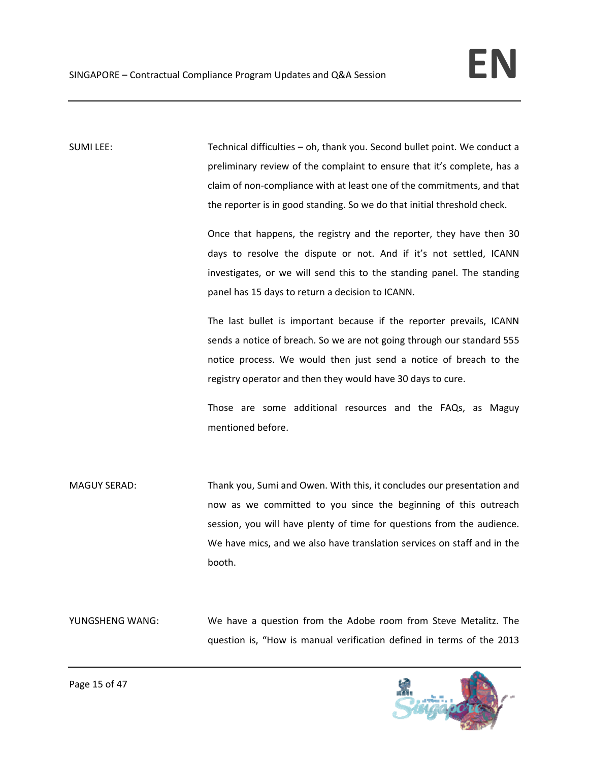SUMI LEE: Technical difficulties – oh, thank you. Second bullet point. We conduct a preliminary review of the complaint to ensure that it's complete, has a claim of non-compliance with at least one of the commitments, and that the reporter is in good standing. So we do that initial threshold check.

Once that happens, the registry and the reporter, they have then 30 days to resolve the dispute or not. And if it's not settled, ICANN investigates, or we will send this to the standing panel. The standing panel has 15 days to return a decision to ICANN.

The last bullet is important because if the reporter prevails, ICANN sends a notice of breach. So we are not going through our standard 555 notice process. We would then just send a notice of breach to the registry operator and then they would have 30 days to cure.

Those are some additional resources and the FAQs, as Maguy mentioned before.

MAGUY SERAD: Thank you, Sumi and Owen. With this, it concludes our presentation and now as we committed to you since the beginning of this outreach session, you will have plenty of time for questions from the audience. We have mics, and we also have translation services on staff and in the booth.

YUNGSHENG WANG: We have a question from the Adobe room from Steve Metalitz. The question is, "How is manual verification defined in terms of the 2013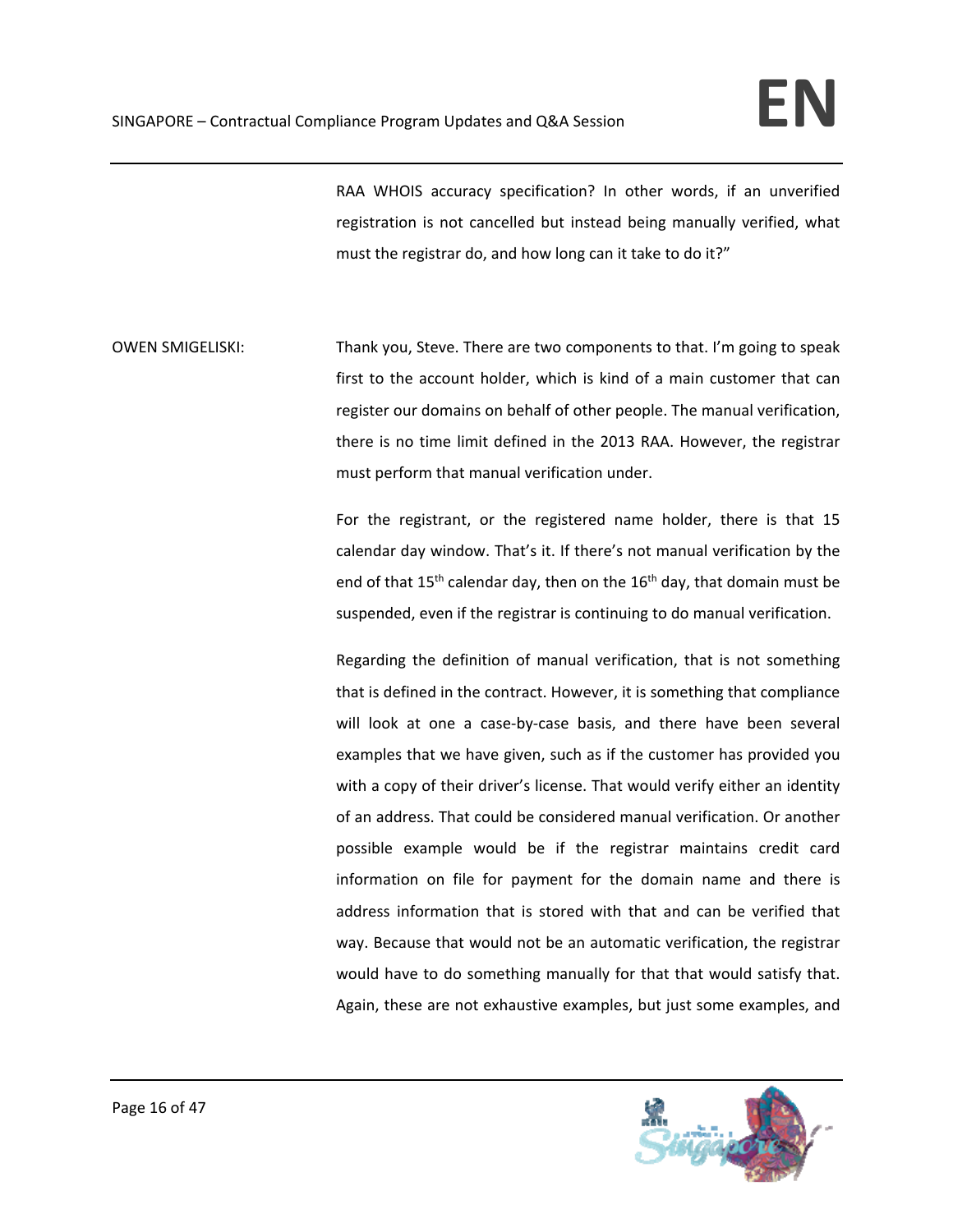RAA WHOIS accuracy specification? In other words, if an unverified registration is not cancelled but instead being manually verified, what must the registrar do, and how long can it take to do it?"

OWEN SMIGELISKI: Thank you, Steve. There are two components to that. I'm going to speak first to the account holder, which is kind of a main customer that can register our domains on behalf of other people. The manual verification, there is no time limit defined in the 2013 RAA. However, the registrar must perform that manual verification under.

For the registrant, or the registered name holder, there is that 15 calendar day window. That's it. If there's not manual verification by the end of that 15th calendar day, then on the 16th day, that domain must be suspended, even if the registrar is continuing to do manual verification.

Regarding the definition of manual verification, that is not something that is defined in the contract. However, it is something that compliance will look at one a case-by-case basis, and there have been several examples that we have given, such as if the customer has provided you with a copy of their driver's license. That would verify either an identity of an address. That could be considered manual verification. Or another possible example would be if the registrar maintains credit card information on file for payment for the domain name and there is address information that is stored with that and can be verified that way. Because that would not be an automatic verification, the registrar would have to do something manually for that that would satisfy that. Again, these are not exhaustive examples, but just some examples, and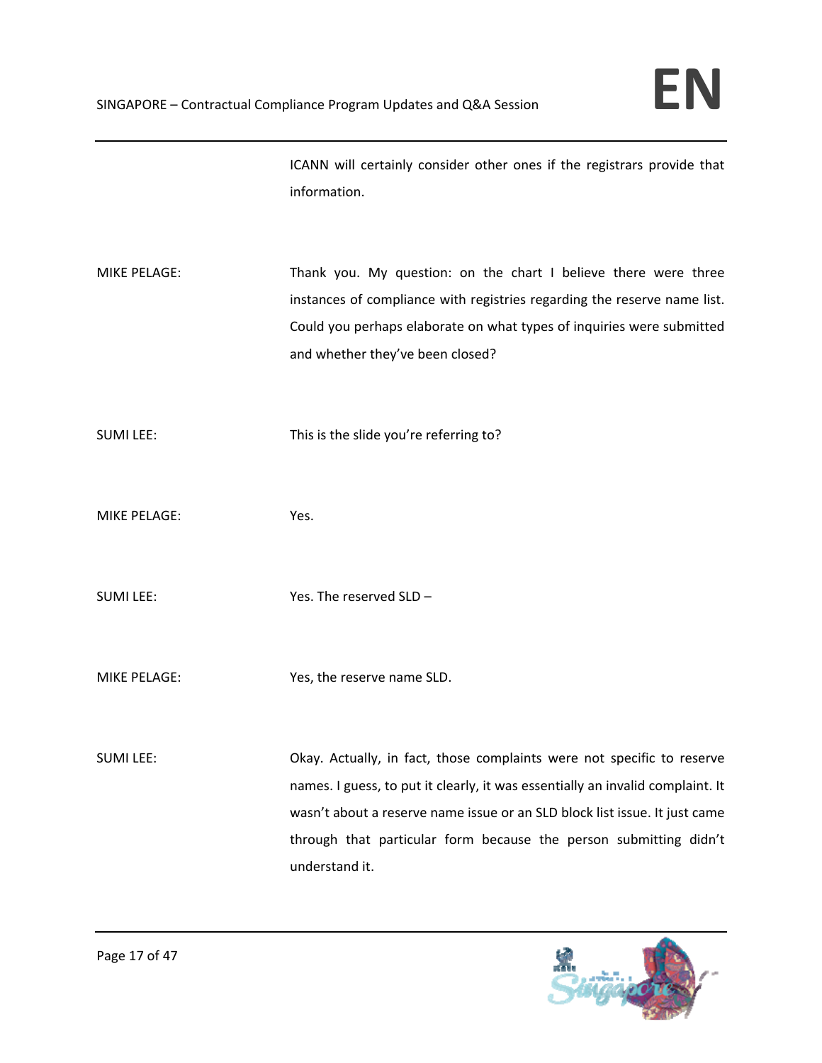ICANN will certainly consider other ones if the registrars provide that information.

MIKE PELAGE: Thank you. My question: on the chart I believe there were three instances of compliance with registries regarding the reserve name list. Could you perhaps elaborate on what types of inquiries were submitted and whether they've been closed?

SUMI LEE: This is the slide you're referring to?

MIKE PELAGE: Yes.

SUMI LEE: Yes. The reserved SLD –

MIKE PELAGE: Yes, the reserve name SLD.

SUMI LEE: Okay. Actually, in fact, those complaints were not specific to reserve names. I guess, to put it clearly, it was essentially an invalid complaint. It wasn't about a reserve name issue or an SLD block list issue. It just came through that particular form because the person submitting didn't understand it.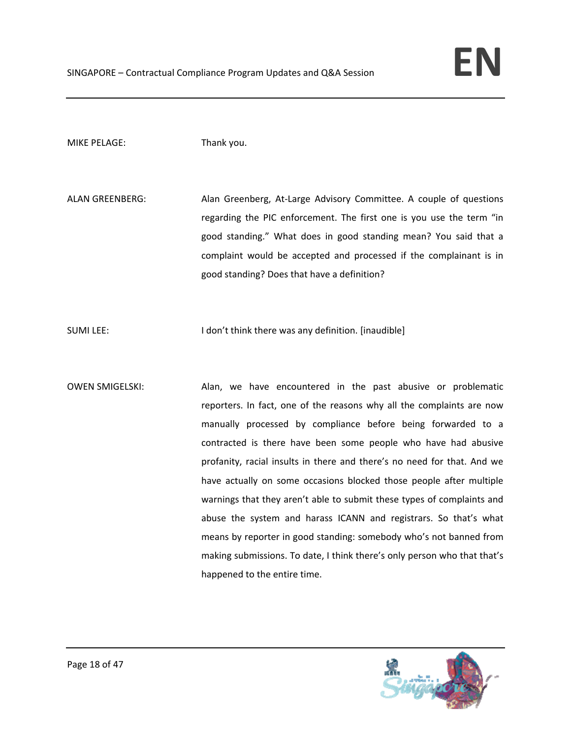MIKE PELAGE: Thank you.

ALAN GREENBERG: Alan Greenberg, At-Large Advisory Committee. A couple of questions regarding the PIC enforcement. The first one is you use the term "in good standing." What does in good standing mean? You said that a complaint would be accepted and processed if the complainant is in good standing? Does that have a definition?

SUMI LEE: I don't think there was any definition. [inaudible]

OWEN SMIGELSKI: Alan, we have encountered in the past abusive or problematic reporters. In fact, one of the reasons why all the complaints are now manually processed by compliance before being forwarded to a contracted is there have been some people who have had abusive profanity, racial insults in there and there's no need for that. And we have actually on some occasions blocked those people after multiple warnings that they aren't able to submit these types of complaints and abuse the system and harass ICANN and registrars. So that's what means by reporter in good standing: somebody who's not banned from making submissions. To date, I think there's only person who that that's happened to the entire time.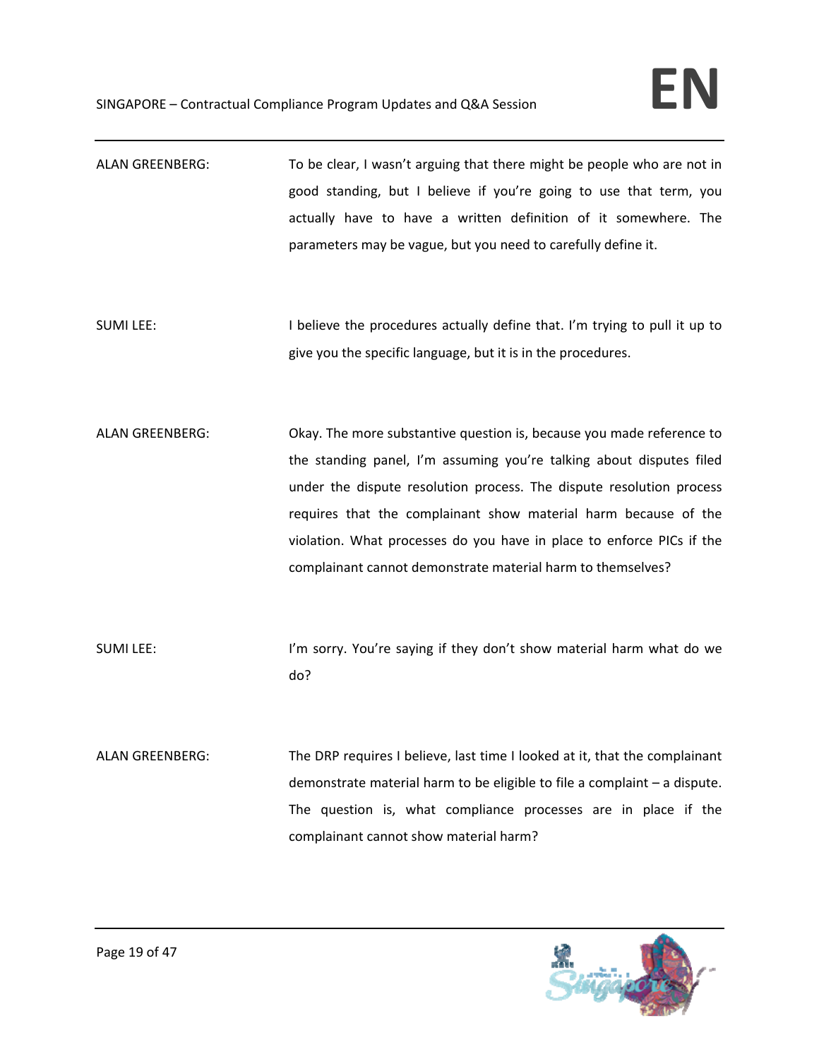ALAN GREENBERG: To be clear, I wasn't arguing that there might be people who are not in good standing, but I believe if you're going to use that term, you actually have to have a written definition of it somewhere. The parameters may be vague, but you need to carefully define it.

SUMI LEE: I believe the procedures actually define that. I'm trying to pull it up to give you the specific language, but it is in the procedures.

ALAN GREENBERG: Okay. The more substantive question is, because you made reference to the standing panel, I'm assuming you're talking about disputes filed under the dispute resolution process. The dispute resolution process requires that the complainant show material harm because of the violation. What processes do you have in place to enforce PICs if the complainant cannot demonstrate material harm to themselves?

SUMI LEE: I'm sorry. You're saying if they don't show material harm what do we do?

ALAN GREENBERG: The DRP requires I believe, last time I looked at it, that the complainant demonstrate material harm to be eligible to file a complaint – a dispute. The question is, what compliance processes are in place if the complainant cannot show material harm?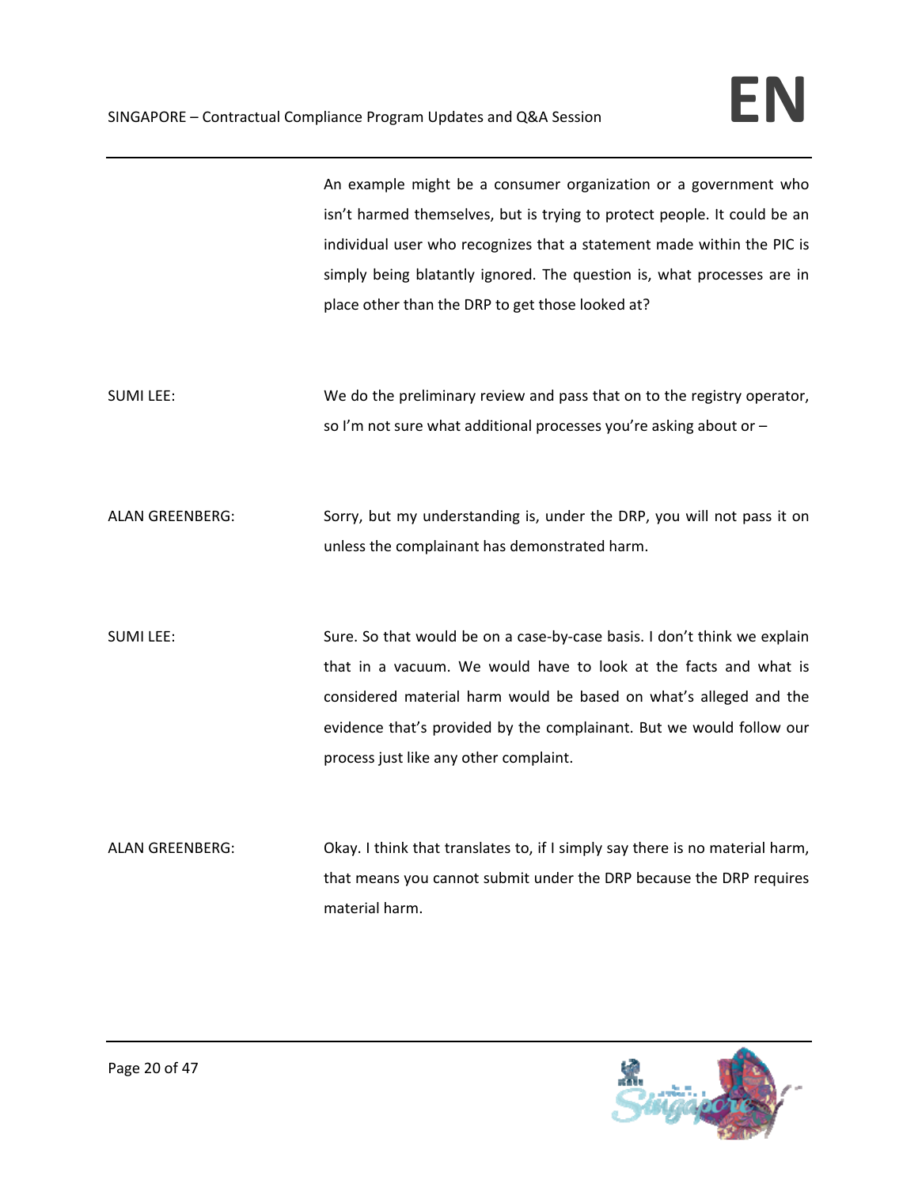An example might be a consumer organization or a government who isn't harmed themselves, but is trying to protect people. It could be an individual user who recognizes that a statement made within the PIC is simply being blatantly ignored. The question is, what processes are in place other than the DRP to get those looked at?

SUMI LEE: We do the preliminary review and pass that on to the registry operator, so I'm not sure what additional processes you're asking about or –

ALAN GREENBERG: Sorry, but my understanding is, under the DRP, you will not pass it on unless the complainant has demonstrated harm.

SUMI LEE: Sure. So that would be on a case-by-case basis. I don't think we explain that in a vacuum. We would have to look at the facts and what is considered material harm would be based on what's alleged and the evidence that's provided by the complainant. But we would follow our process just like any other complaint.

ALAN GREENBERG: Okay. I think that translates to, if I simply say there is no material harm, that means you cannot submit under the DRP because the DRP requires material harm.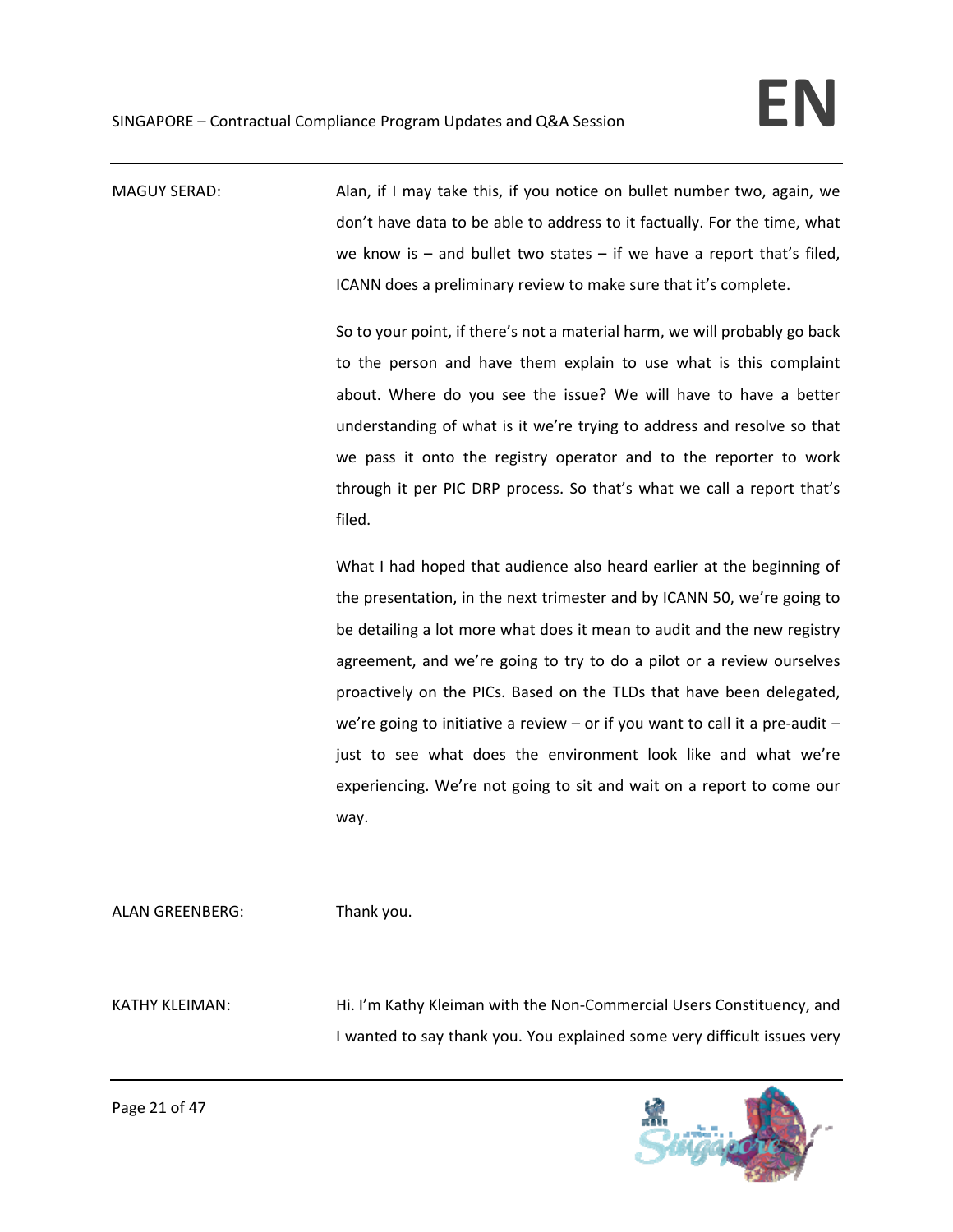MAGUY SERAD: Alan, if I may take this, if you notice on bullet number two, again, we don't have data to be able to address to it factually. For the time, what we know is – and bullet two states – if we have a report that's filed, ICANN does a preliminary review to make sure that it's complete.

So to your point, if there's not a material harm, we will probably go back to the person and have them explain to use what is this complaint about. Where do you see the issue? We will have to have a better understanding of what is it we're trying to address and resolve so that we pass it onto the registry operator and to the reporter to work through it per PIC DRP process. So that's what we call a report that's filed.

What I had hoped that audience also heard earlier at the beginning of the presentation, in the next trimester and by ICANN 50, we're going to be detailing a lot more what does it mean to audit and the new registry agreement, and we're going to try to do a pilot or a review ourselves proactively on the PICs. Based on the TLDs that have been delegated, we're going to initiative a review – or if you want to call it a pre-audit – just to see what does the environment look like and what we're experiencing. We're not going to sit and wait on a report to come our way.

ALAN GREENBERG: Thank you.

KATHY KLEIMAN: Hi. I'm Kathy Kleiman with the Non-Commercial Users Constituency, and I wanted to say thank you. You explained some very difficult issues very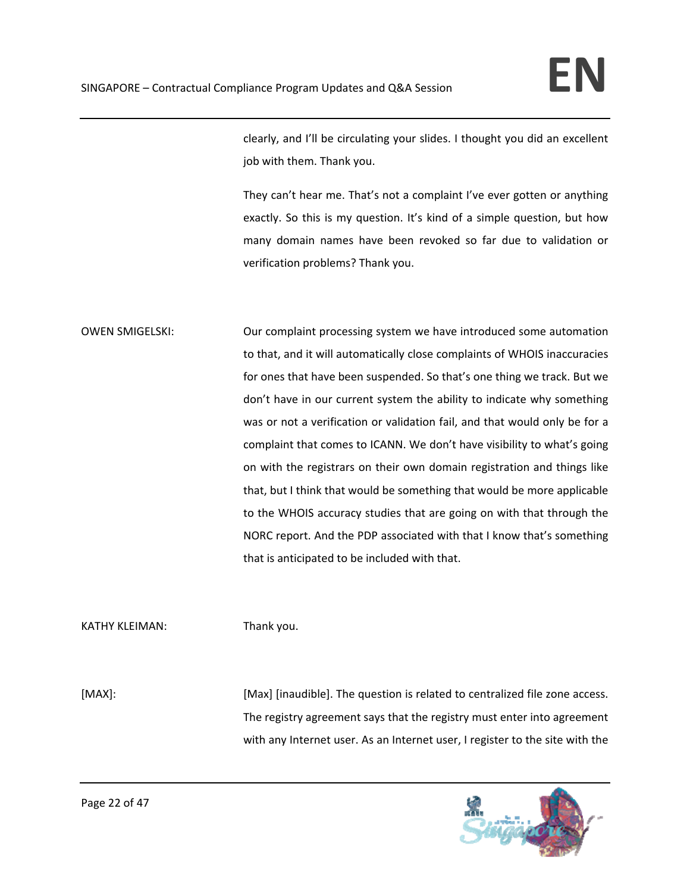clearly, and I'll be circulating your slides. I thought you did an excellent job with them. Thank you.

They can't hear me. That's not a complaint I've ever gotten or anything exactly. So this is my question. It's kind of a simple question, but how many domain names have been revoked so far due to validation or verification problems? Thank you.

OWEN SMIGELSKI: Our complaint processing system we have introduced some automation to that, and it will automatically close complaints of WHOIS inaccuracies for ones that have been suspended. So that's one thing we track. But we don't have in our current system the ability to indicate why something was or not a verification or validation fail, and that would only be for a complaint that comes to ICANN. We don't have visibility to what's going on with the registrars on their own domain registration and things like that, but I think that would be something that would be more applicable to the WHOIS accuracy studies that are going on with that through the NORC report. And the PDP associated with that I know that's something that is anticipated to be included with that.

KATHY KLEIMAN: Thank you.

[MAX]: [Max] [inaudible]. The question is related to centralized file zone access. The registry agreement says that the registry must enter into agreement with any Internet user. As an Internet user, I register to the site with the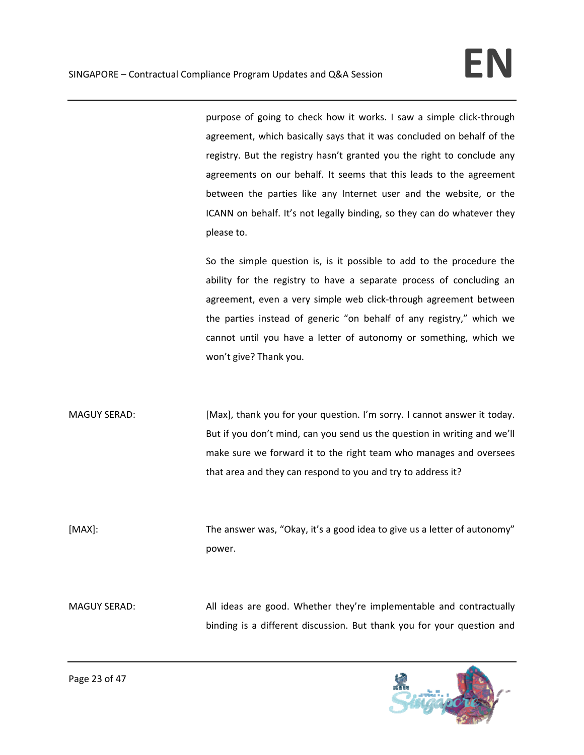purpose of going to check how it works. I saw a simple click-through agreement, which basically says that it was concluded on behalf of the registry. But the registry hasn't granted you the right to conclude any agreements on our behalf. It seems that this leads to the agreement between the parties like any Internet user and the website, or the ICANN on behalf. It's not legally binding, so they can do whatever they please to.

So the simple question is, is it possible to add to the procedure the ability for the registry to have a separate process of concluding an agreement, even a very simple web click-through agreement between the parties instead of generic "on behalf of any registry," which we cannot until you have a letter of autonomy or something, which we won't give? Thank you.

MAGUY SERAD: [Max], thank you for your question. I'm sorry. I cannot answer it today. But if you don't mind, can you send us the question in writing and we'll make sure we forward it to the right team who manages and oversees that area and they can respond to you and try to address it?

[MAX]: The answer was, "Okay, it's a good idea to give us a letter of autonomy" power.

MAGUY SERAD: All ideas are good. Whether they're implementable and contractually binding is a different discussion. But thank you for your question and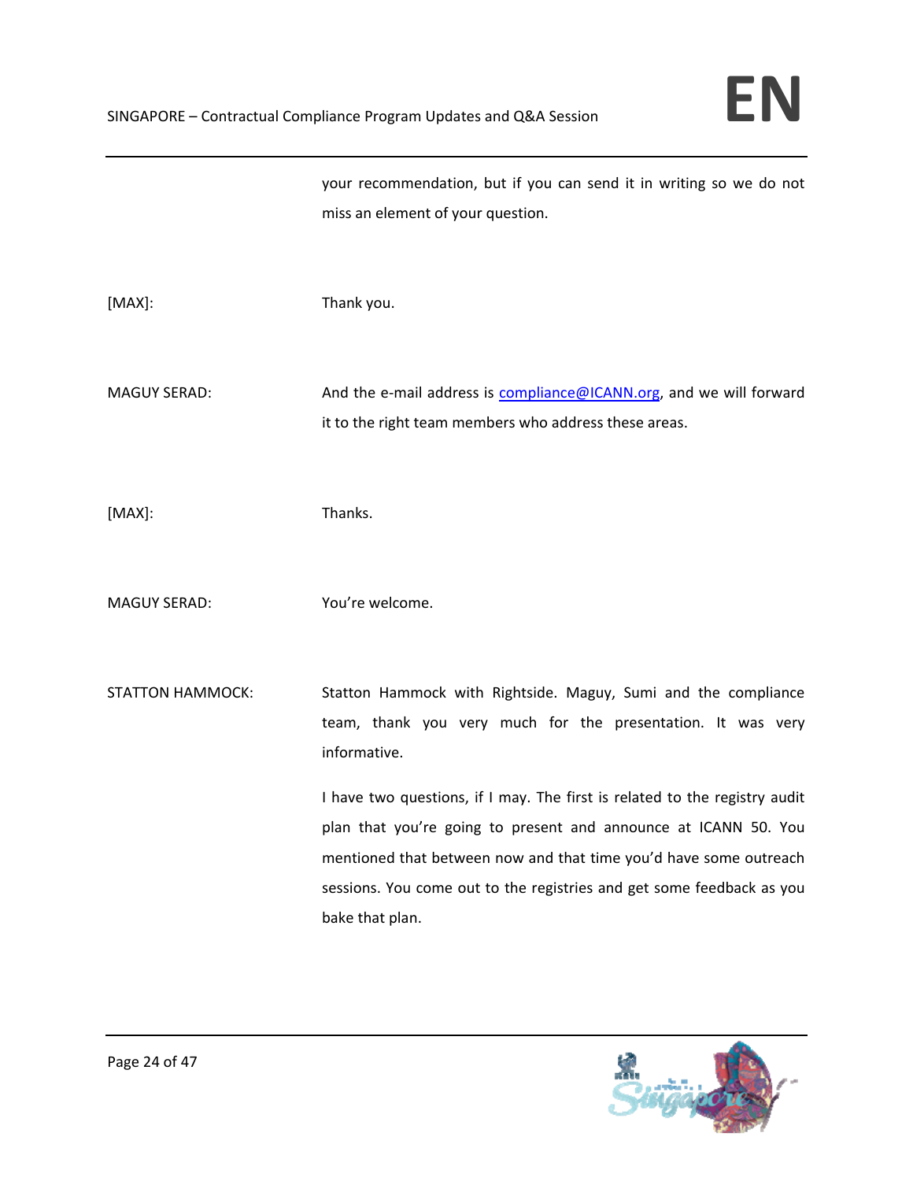your recommendation, but if you can send it in writing so we do not miss an element of your question.

[MAX]: Thank you.

MAGUY SERAD: And the e-mail address is compliance@ICANN.org, and we will forward it to the right team members who address these areas.

[MAX]: Thanks.

MAGUY SERAD: You're welcome.

STATTON HAMMOCK: Statton Hammock with Rightside. Maguy, Sumi and the compliance team, thank you very much for the presentation. It was very informative.

I have two questions, if I may. The first is related to the registry audit plan that you're going to present and announce at ICANN 50. You mentioned that between now and that time you'd have some outreach sessions. You come out to the registries and get some feedback as you bake that plan.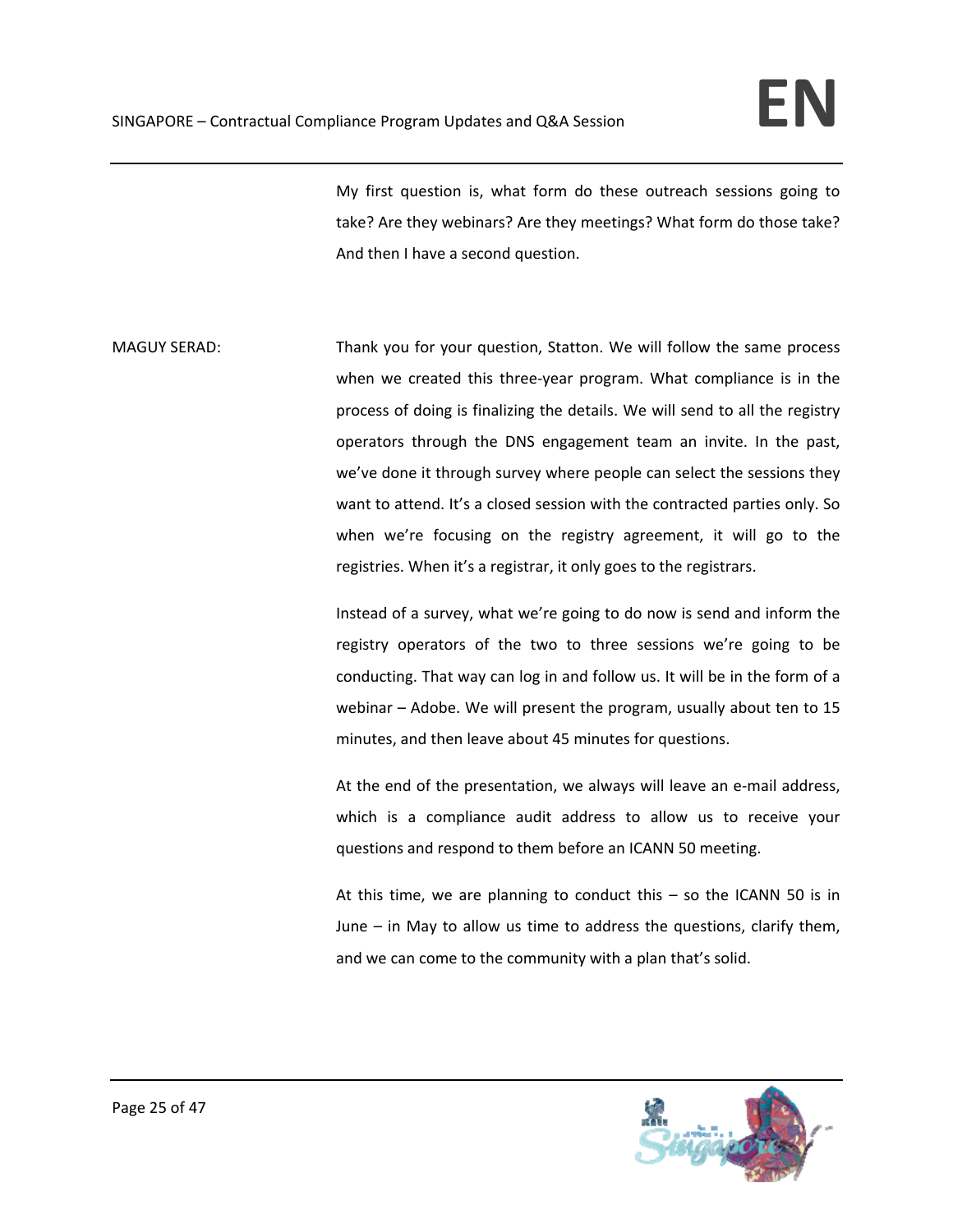My first question is, what form do these outreach sessions going to take? Are they webinars? Are they meetings? What form do those take? And then I have a second question.

MAGUY SERAD: Thank you for your question, Statton. We will follow the same process when we created this three-year program. What compliance is in the process of doing is finalizing the details. We will send to all the registry operators through the DNS engagement team an invite. In the past, we've done it through survey where people can select the sessions they want to attend. It's a closed session with the contracted parties only. So when we're focusing on the registry agreement, it will go to the registries. When it's a registrar, it only goes to the registrars.

Instead of a survey, what we're going to do now is send and inform the registry operators of the two to three sessions we're going to be conducting. That way can log in and follow us. It will be in the form of a webinar – Adobe. We will present the program, usually about ten to 15 minutes, and then leave about 45 minutes for questions.

At the end of the presentation, we always will leave an e-mail address, which is a compliance audit address to allow us to receive your questions and respond to them before an ICANN 50 meeting.

At this time, we are planning to conduct this – so the ICANN 50 is in June – in May to allow us time to address the questions, clarify them, and we can come to the community with a plan that's solid.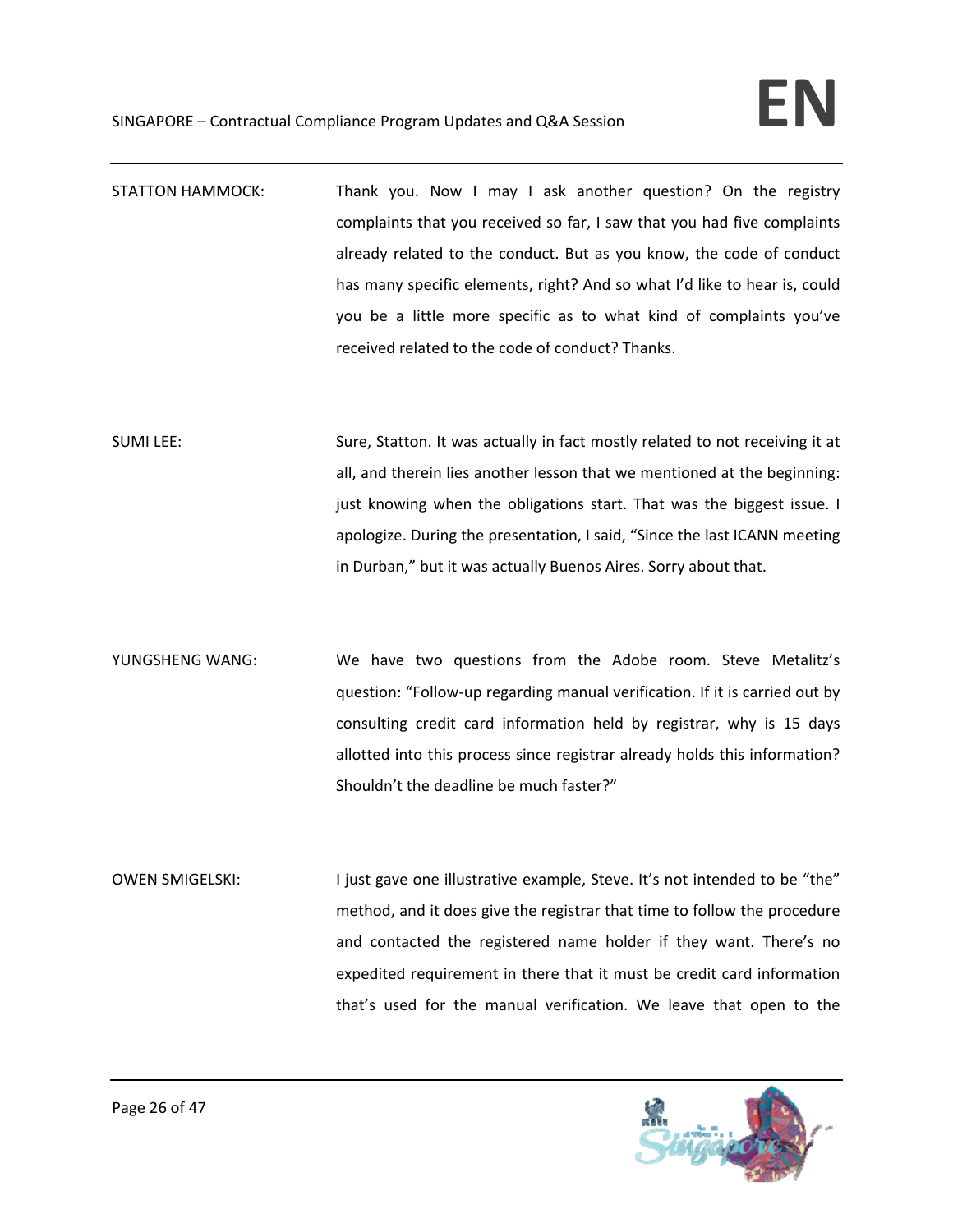STATTON HAMMOCK: Thank you. Now I may I ask another question? On the registry complaints that you received so far, I saw that you had five complaints already related to the conduct. But as you know, the code of conduct has many specific elements, right? And so what I'd like to hear is, could you be a little more specific as to what kind of complaints you've received related to the code of conduct? Thanks.

SUMI LEE: Sure, Statton. It was actually in fact mostly related to not receiving it at all, and therein lies another lesson that we mentioned at the beginning: just knowing when the obligations start. That was the biggest issue. I apologize. During the presentation, I said, "Since the last ICANN meeting in Durban," but it was actually Buenos Aires. Sorry about that.

YUNGSHENG WANG: We have two questions from the Adobe room. Steve Metalitz's question: "Follow-up regarding manual verification. If it is carried out by consulting credit card information held by registrar, why is 15 days allotted into this process since registrar already holds this information? Shouldn't the deadline be much faster?"

OWEN SMIGELSKI: I just gave one illustrative example, Steve. It's not intended to be "the" method, and it does give the registrar that time to follow the procedure and contacted the registered name holder if they want. There's no expedited requirement in there that it must be credit card information that's used for the manual verification. We leave that open to the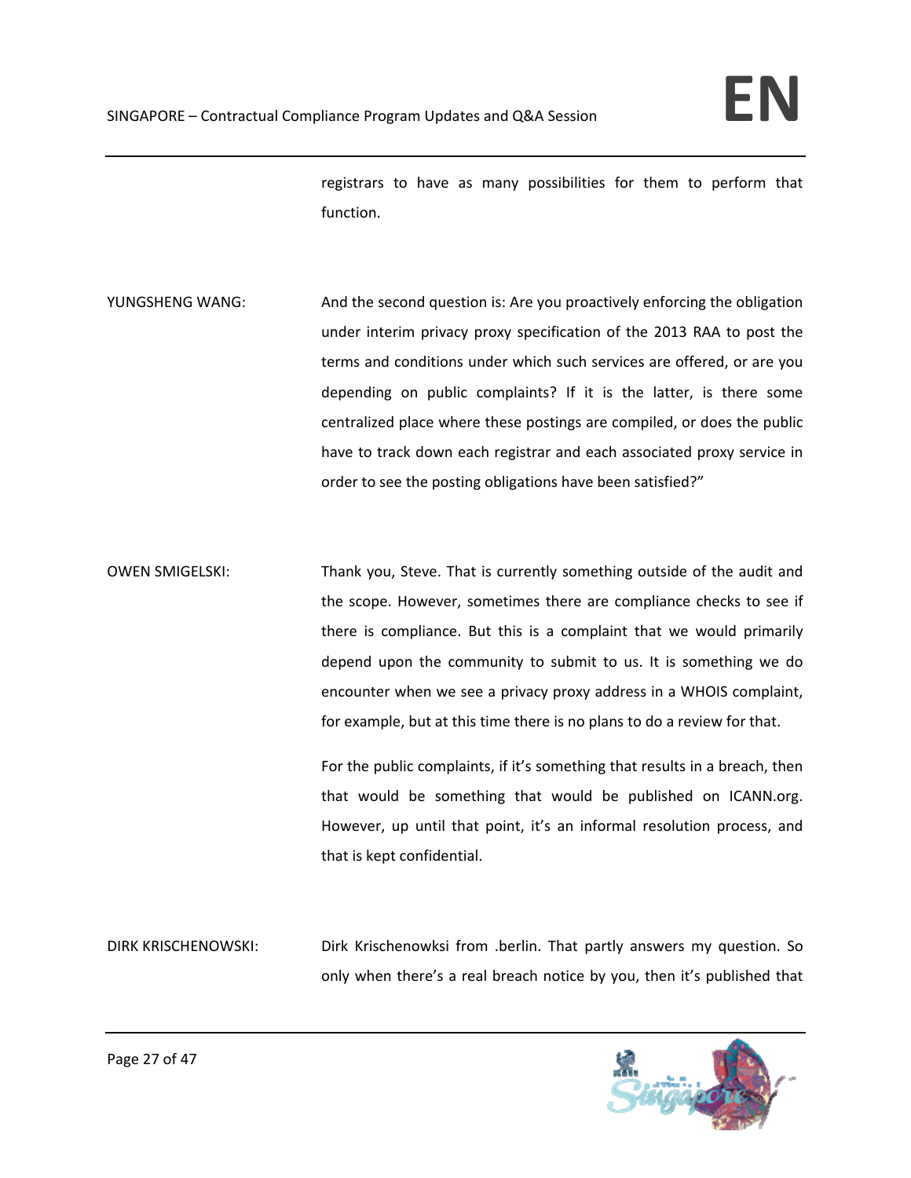registrars to have as many possibilities for them to perform that function.

YUNGSHENG WANG: And the second question is: Are you proactively enforcing the obligation under interim privacy proxy specification of the 2013 RAA to post the terms and conditions under which such services are offered, or are you depending on public complaints? If it is the latter, is there some centralized place where these postings are compiled, or does the public have to track down each registrar and each associated proxy service in order to see the posting obligations have been satisfied?"

OWEN SMIGELSKI: Thank you, Steve. That is currently something outside of the audit and the scope. However, sometimes there are compliance checks to see if there is compliance. But this is a complaint that we would primarily depend upon the community to submit to us. It is something we do encounter when we see a privacy proxy address in a WHOIS complaint, for example, but at this time there is no plans to do a review for that.

For the public complaints, if it's something that results in a breach, then that would be something that would be published on ICANN.org. However, up until that point, it's an informal resolution process, and that is kept confidential.

DIRK KRISCHENOWSKI: Dirk Krischenowksi from .berlin. That partly answers my question. So only when there's a real breach notice by you, then it's published that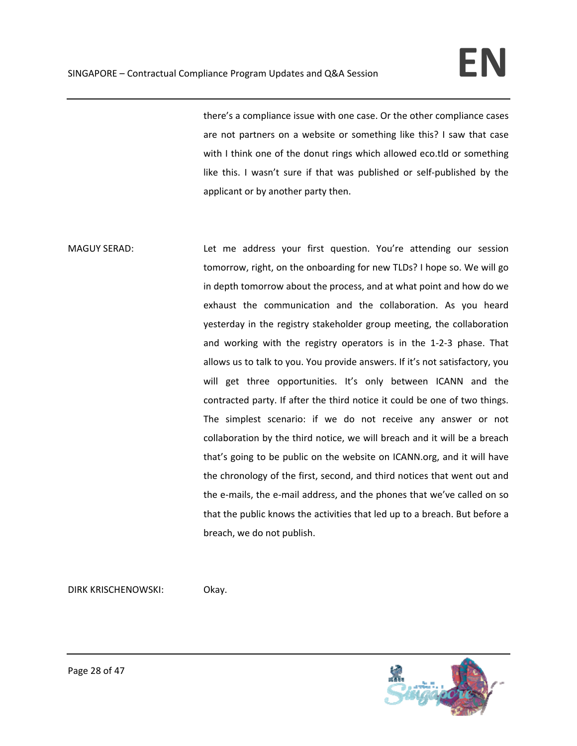there's a compliance issue with one case. Or the other compliance cases are not partners on a website or something like this? I saw that case with I think one of the donut rings which allowed eco.tld or something like this. I wasn't sure if that was published or self-published by the applicant or by another party then.

MAGUY SERAD: Let me address your first question. You're attending our session tomorrow, right, on the onboarding for new TLDs? I hope so. We will go in depth tomorrow about the process, and at what point and how do we exhaust the communication and the collaboration. As you heard yesterday in the registry stakeholder group meeting, the collaboration and working with the registry operators is in the 1-2-3 phase. That allows us to talk to you. You provide answers. If it's not satisfactory, you will get three opportunities. It's only between ICANN and the contracted party. If after the third notice it could be one of two things. The simplest scenario: if we do not receive any answer or not collaboration by the third notice, we will breach and it will be a breach that's going to be public on the website on ICANN.org, and it will have the chronology of the first, second, and third notices that went out and the e-mails, the e-mail address, and the phones that we've called on so that the public knows the activities that led up to a breach. But before a breach, we do not publish.

DIRK KRISCHENOWSKI: Okay.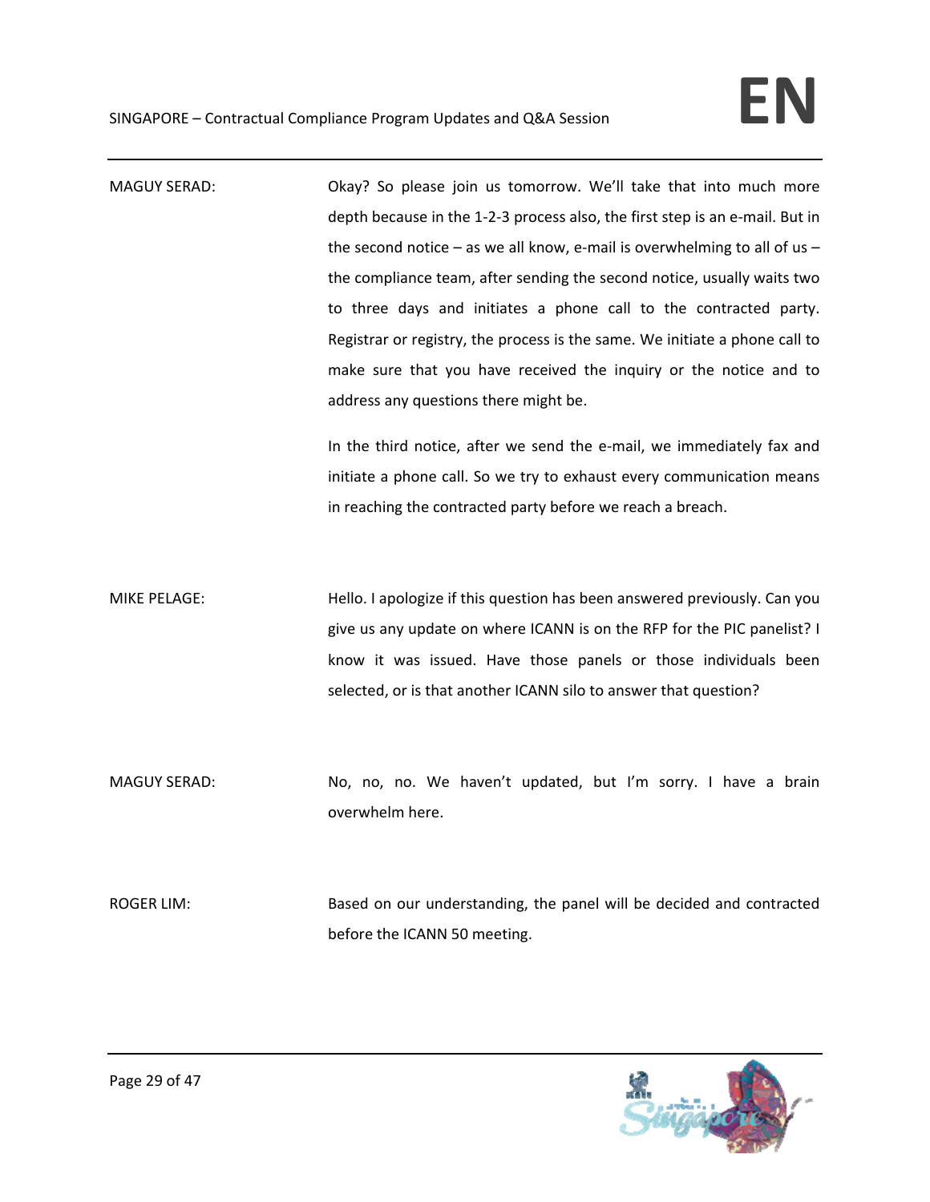MAGUY SERAD: Okay? So please join us tomorrow. We'll take that into much more depth because in the 1-2-3 process also, the first step is an e-mail. But in the second notice – as we all know, e-mail is overwhelming to all of us – the compliance team, after sending the second notice, usually waits two to three days and initiates a phone call to the contracted party. Registrar or registry, the process is the same. We initiate a phone call to make sure that you have received the inquiry or the notice and to address any questions there might be.

In the third notice, after we send the e-mail, we immediately fax and initiate a phone call. So we try to exhaust every communication means in reaching the contracted party before we reach a breach.

MIKE PELAGE: Hello. I apologize if this question has been answered previously. Can you give us any update on where ICANN is on the RFP for the PIC panelist? I know it was issued. Have those panels or those individuals been selected, or is that another ICANN silo to answer that question?

MAGUY SERAD: No, no, no. We haven't updated, but I'm sorry. I have a brain overwhelm here.

ROGER LIM: Based on our understanding, the panel will be decided and contracted before the ICANN 50 meeting.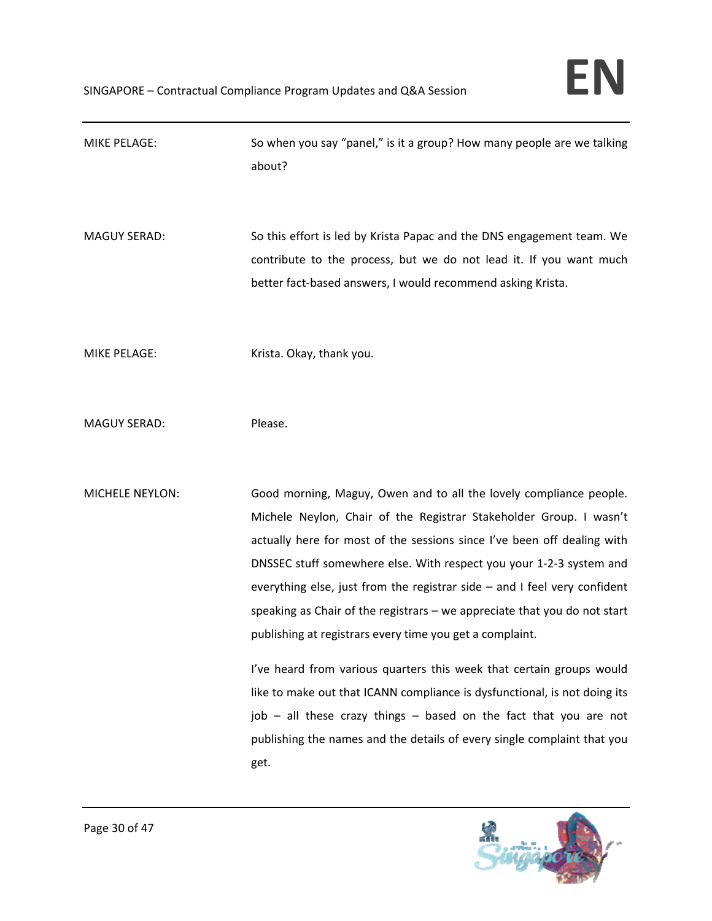MIKE PELAGE: So when you say "panel," is it a group? How many people are we talking about?

MAGUY SERAD: So this effort is led by Krista Papac and the DNS engagement team. We contribute to the process, but we do not lead it. If you want much better fact-based answers, I would recommend asking Krista.

MIKE PELAGE: Krista. Okay, thank you.

MAGUY SERAD: Please.

MICHELE NEYLON: Good morning, Maguy, Owen and to all the lovely compliance people. Michele Neylon, Chair of the Registrar Stakeholder Group. I wasn't actually here for most of the sessions since I've been off dealing with DNSSEC stuff somewhere else. With respect you your 1-2-3 system and everything else, just from the registrar side – and I feel very confident speaking as Chair of the registrars – we appreciate that you do not start publishing at registrars every time you get a complaint.

I've heard from various quarters this week that certain groups would like to make out that ICANN compliance is dysfunctional, is not doing its job – all these crazy things – based on the fact that you are not publishing the names and the details of every single complaint that you get.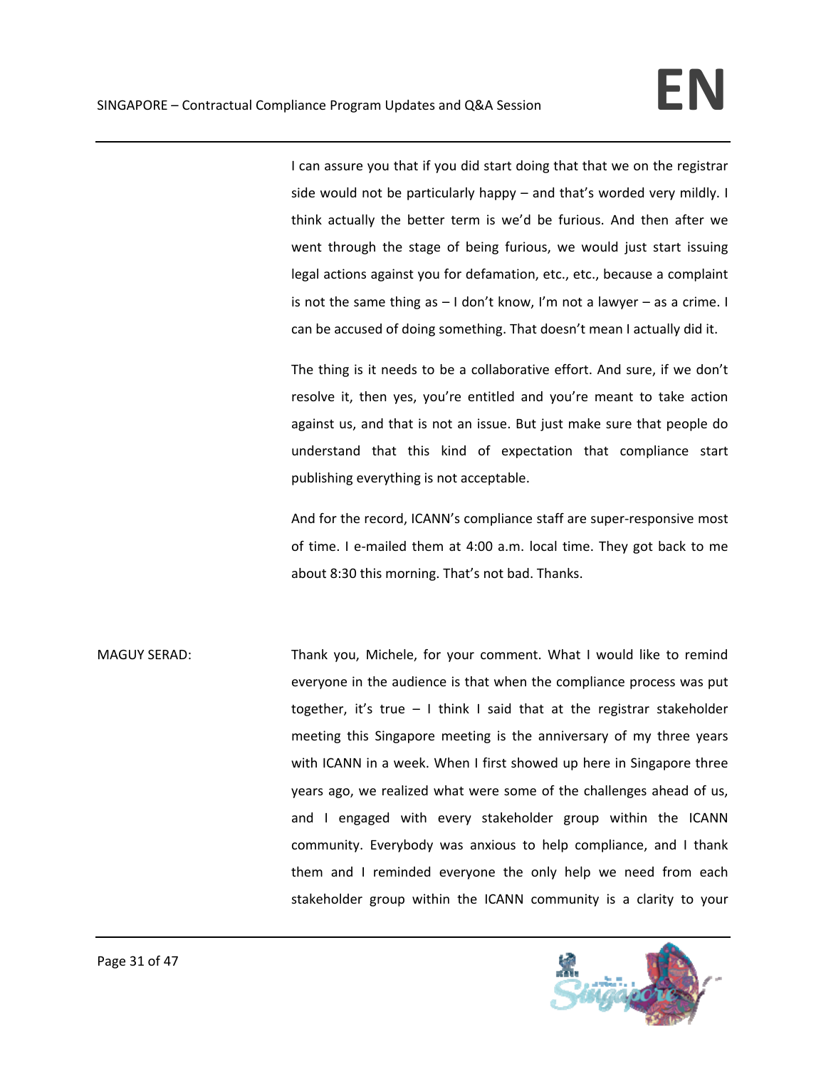I can assure you that if you did start doing that that we on the registrar side would not be particularly happy – and that's worded very mildly. I think actually the better term is we'd be furious. And then after we went through the stage of being furious, we would just start issuing legal actions against you for defamation, etc., etc., because a complaint is not the same thing as – I don't know, I'm not a lawyer – as a crime. I can be accused of doing something. That doesn't mean I actually did it.

The thing is it needs to be a collaborative effort. And sure, if we don't resolve it, then yes, you're entitled and you're meant to take action against us, and that is not an issue. But just make sure that people do understand that this kind of expectation that compliance start publishing everything is not acceptable.

And for the record, ICANN's compliance staff are super-responsive most of time. I e-mailed them at 4:00 a.m. local time. They got back to me about 8:30 this morning. That's not bad. Thanks.

MAGUY SERAD: Thank you, Michele, for your comment. What I would like to remind everyone in the audience is that when the compliance process was put together, it's true – I think I said that at the registrar stakeholder meeting this Singapore meeting is the anniversary of my three years with ICANN in a week. When I first showed up here in Singapore three years ago, we realized what were some of the challenges ahead of us, and I engaged with every stakeholder group within the ICANN community. Everybody was anxious to help compliance, and I thank them and I reminded everyone the only help we need from each stakeholder group within the ICANN community is a clarity to your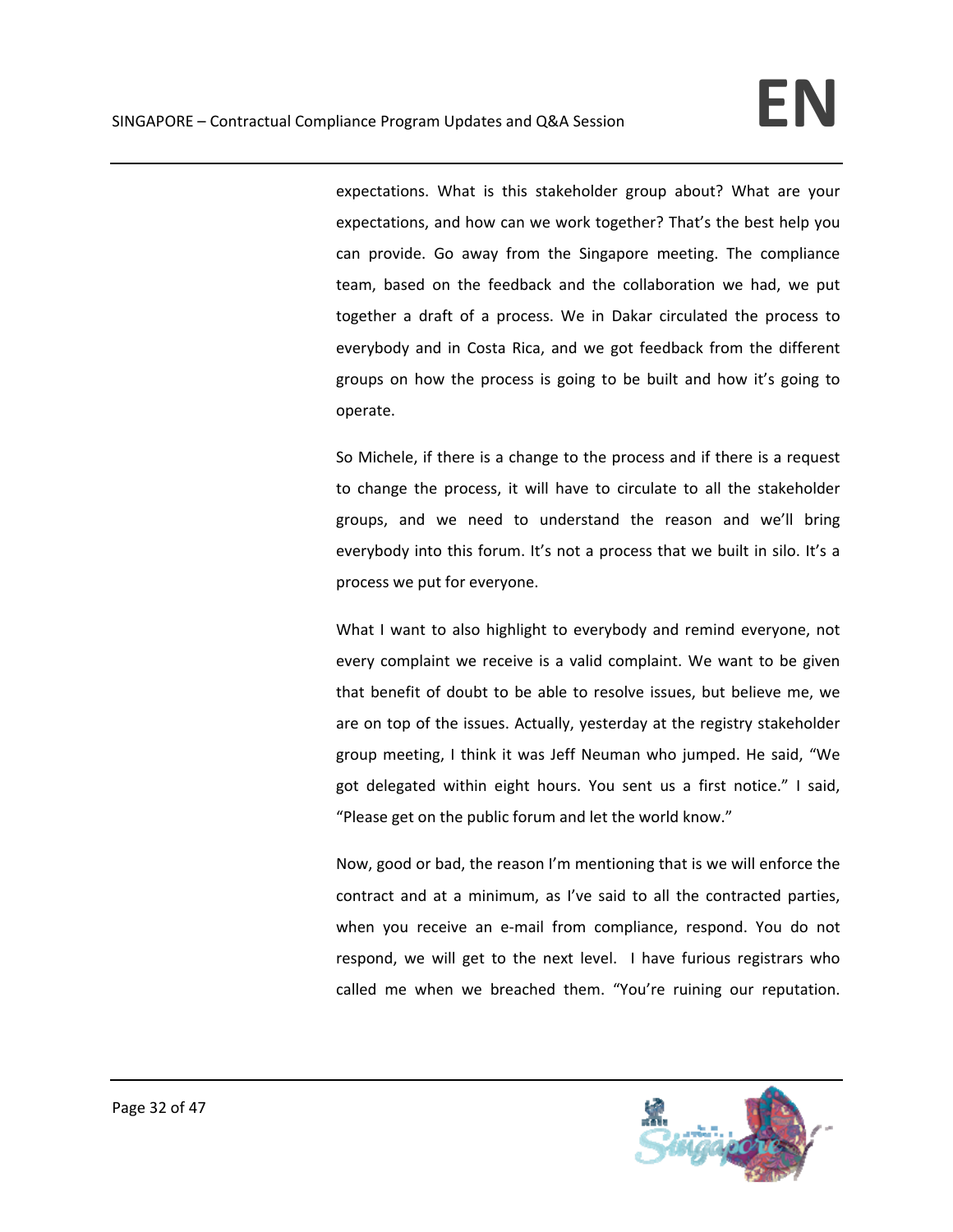expectations. What is this stakeholder group about? What are your expectations, and how can we work together? That's the best help you can provide. Go away from the Singapore meeting. The compliance team, based on the feedback and the collaboration we had, we put together a draft of a process. We in Dakar circulated the process to everybody and in Costa Rica, and we got feedback from the different groups on how the process is going to be built and how it's going to operate.

So Michele, if there is a change to the process and if there is a request to change the process, it will have to circulate to all the stakeholder groups, and we need to understand the reason and we'll bring everybody into this forum. It's not a process that we built in silo. It's a process we put for everyone.

What I want to also highlight to everybody and remind everyone, not every complaint we receive is a valid complaint. We want to be given that benefit of doubt to be able to resolve issues, but believe me, we are on top of the issues. Actually, yesterday at the registry stakeholder group meeting, I think it was Jeff Neuman who jumped. He said, "We got delegated within eight hours. You sent us a first notice." I said, "Please get on the public forum and let the world know."

Now, good or bad, the reason I'm mentioning that is we will enforce the contract and at a minimum, as I've said to all the contracted parties, when you receive an e-mail from compliance, respond. You do not respond, we will get to the next level. I have furious registrars who called me when we breached them. "You're ruining our reputation.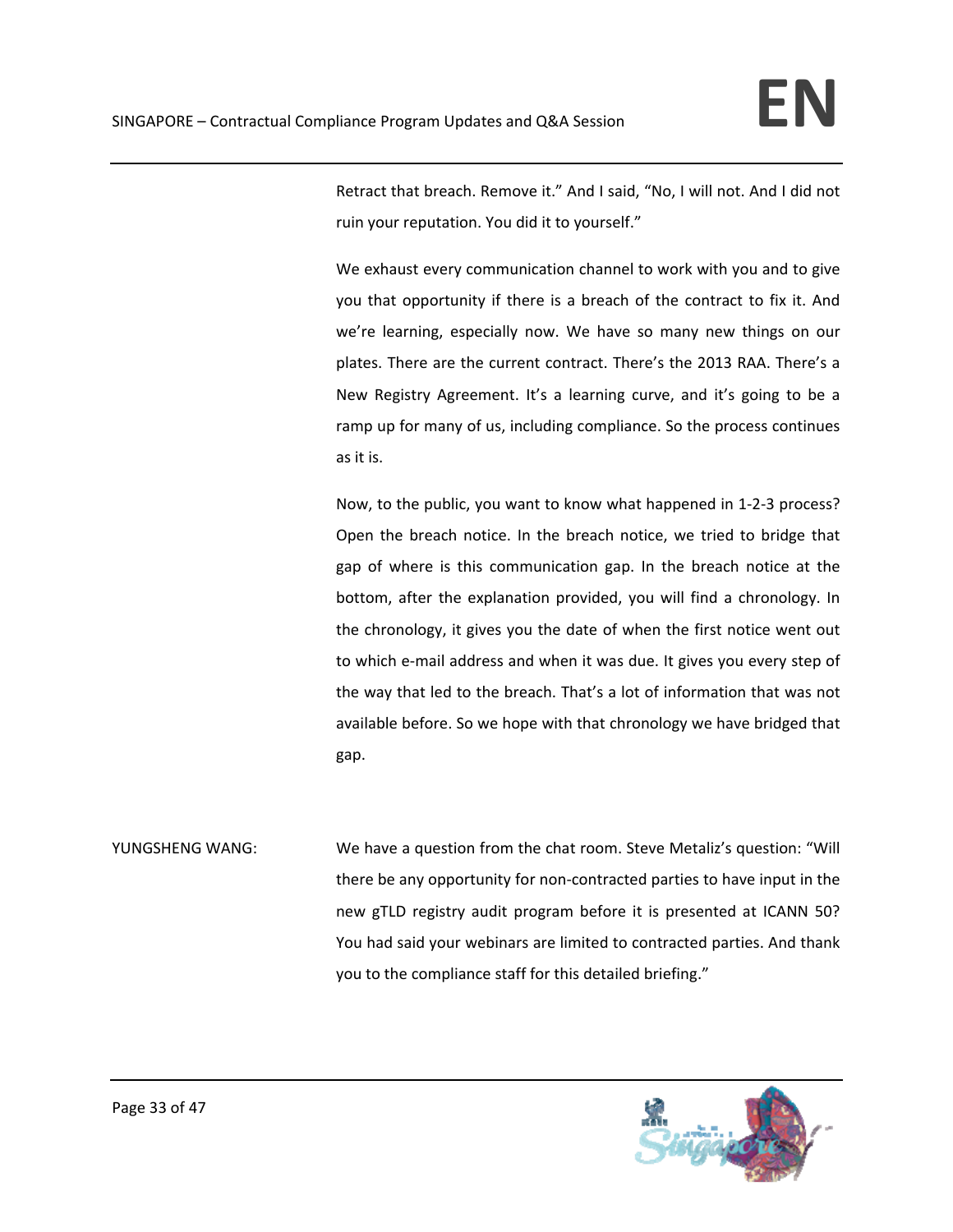Retract that breach. Remove it." And I said, "No, I will not. And I did not ruin your reputation. You did it to yourself."

We exhaust every communication channel to work with you and to give you that opportunity if there is a breach of the contract to fix it. And we're learning, especially now. We have so many new things on our plates. There are the current contract. There's the 2013 RAA. There's a New Registry Agreement. It's a learning curve, and it's going to be a ramp up for many of us, including compliance. So the process continues as it is.

Now, to the public, you want to know what happened in 1-2-3 process? Open the breach notice. In the breach notice, we tried to bridge that gap of where is this communication gap. In the breach notice at the bottom, after the explanation provided, you will find a chronology. In the chronology, it gives you the date of when the first notice went out to which e-mail address and when it was due. It gives you every step of the way that led to the breach. That's a lot of information that was not available before. So we hope with that chronology we have bridged that gap.

YUNGSHENG WANG: We have a question from the chat room. Steve Metaliz's question: "Will there be any opportunity for non-contracted parties to have input in the new gTLD registry audit program before it is presented at ICANN 50? You had said your webinars are limited to contracted parties. And thank you to the compliance staff for this detailed briefing."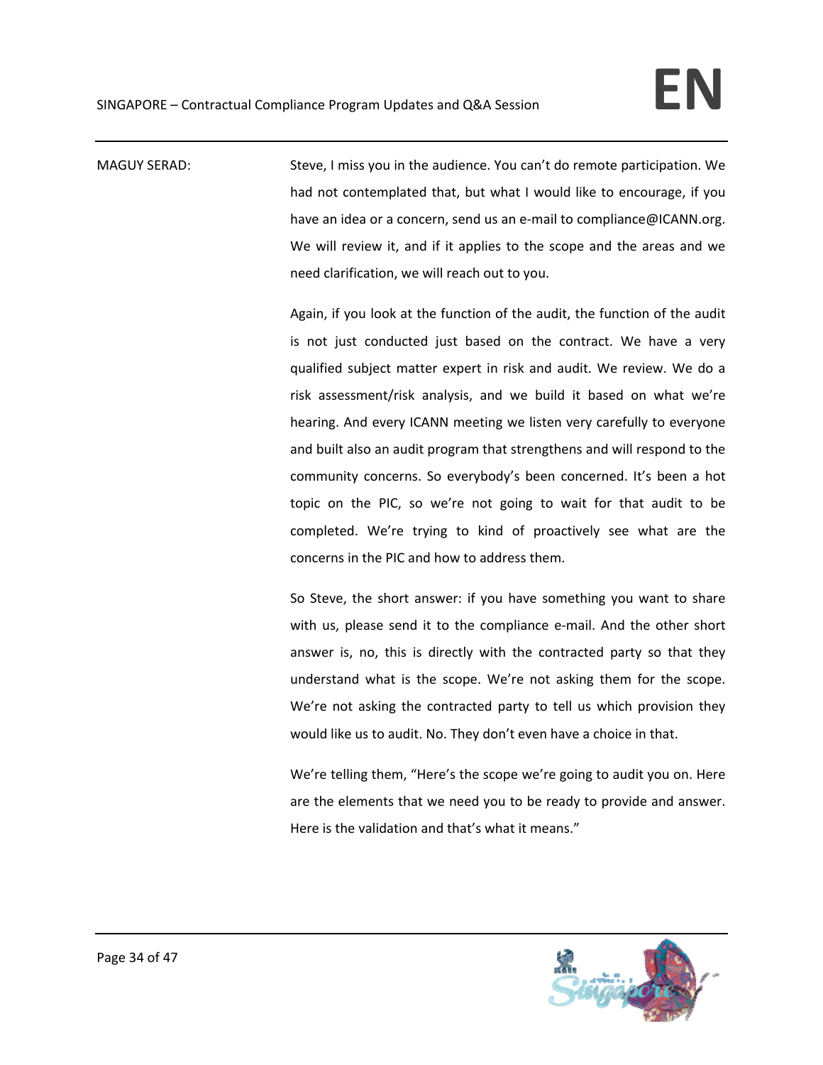MAGUY SERAD: Steve, I miss you in the audience. You can't do remote participation. We had not contemplated that, but what I would like to encourage, if you have an idea or a concern, send us an e-mail to compliance@ICANN.org. We will review it, and if it applies to the scope and the areas and we need clarification, we will reach out to you.

Again, if you look at the function of the audit, the function of the audit is not just conducted just based on the contract. We have a very qualified subject matter expert in risk and audit. We review. We do a risk assessment/risk analysis, and we build it based on what we're hearing. And every ICANN meeting we listen very carefully to everyone and built also an audit program that strengthens and will respond to the community concerns. So everybody's been concerned. It's been a hot topic on the PIC, so we're not going to wait for that audit to be completed. We're trying to kind of proactively see what are the concerns in the PIC and how to address them.

So Steve, the short answer: if you have something you want to share with us, please send it to the compliance e-mail. And the other short answer is, no, this is directly with the contracted party so that they understand what is the scope. We're not asking them for the scope. We're not asking the contracted party to tell us which provision they would like us to audit. No. They don't even have a choice in that.

We're telling them, "Here's the scope we're going to audit you on. Here are the elements that we need you to be ready to provide and answer. Here is the validation and that's what it means."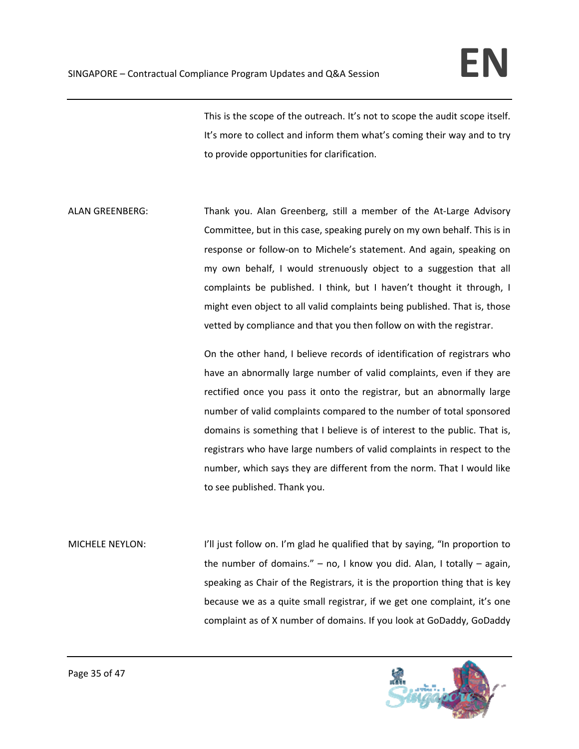This is the scope of the outreach. It's not to scope the audit scope itself. It's more to collect and inform them what's coming their way and to try to provide opportunities for clarification.

ALAN GREENBERG: Thank you. Alan Greenberg, still a member of the At-Large Advisory Committee, but in this case, speaking purely on my own behalf. This is in response or follow-on to Michele's statement. And again, speaking on my own behalf, I would strenuously object to a suggestion that all complaints be published. I think, but I haven't thought it through, I might even object to all valid complaints being published. That is, those vetted by compliance and that you then follow on with the registrar.

On the other hand, I believe records of identification of registrars who have an abnormally large number of valid complaints, even if they are rectified once you pass it onto the registrar, but an abnormally large number of valid complaints compared to the number of total sponsored domains is something that I believe is of interest to the public. That is, registrars who have large numbers of valid complaints in respect to the number, which says they are different from the norm. That I would like to see published. Thank you.

MICHELE NEYLON: I'll just follow on. I'm glad he qualified that by saying, "In proportion to the number of domains." – no, I know you did. Alan, I totally – again, speaking as Chair of the Registrars, it is the proportion thing that is key because we as a quite small registrar, if we get one complaint, it's one complaint as of X number of domains. If you look at GoDaddy, GoDaddy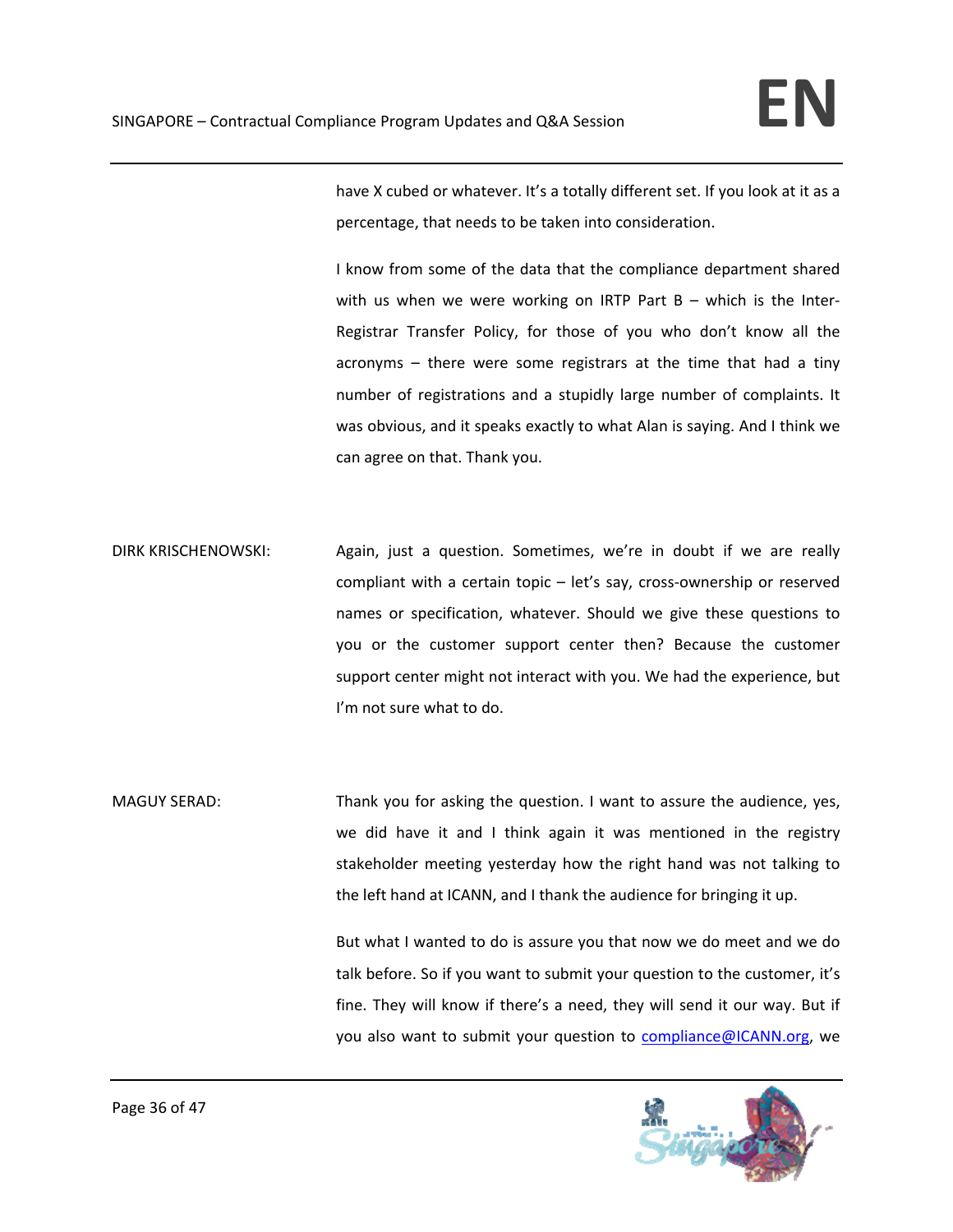have X cubed or whatever. It's a totally different set. If you look at it as a percentage, that needs to be taken into consideration.

I know from some of the data that the compliance department shared with us when we were working on IRTP Part B – which is the Inter-Registrar Transfer Policy, for those of you who don't know all the acronyms – there were some registrars at the time that had a tiny number of registrations and a stupidly large number of complaints. It was obvious, and it speaks exactly to what Alan is saying. And I think we can agree on that. Thank you.

DIRK KRISCHENOWSKI: Again, just a question. Sometimes, we're in doubt if we are really compliant with a certain topic – let's say, cross-ownership or reserved names or specification, whatever. Should we give these questions to you or the customer support center then? Because the customer support center might not interact with you. We had the experience, but I'm not sure what to do.

MAGUY SERAD: Thank you for asking the question. I want to assure the audience, yes, we did have it and I think again it was mentioned in the registry stakeholder meeting yesterday how the right hand was not talking to the left hand at ICANN, and I thank the audience for bringing it up.

But what I wanted to do is assure you that now we do meet and we do talk before. So if you want to submit your question to the customer, it's fine. They will know if there's a need, they will send it our way. But if you also want to submit your question to compliance@ICANN.org, we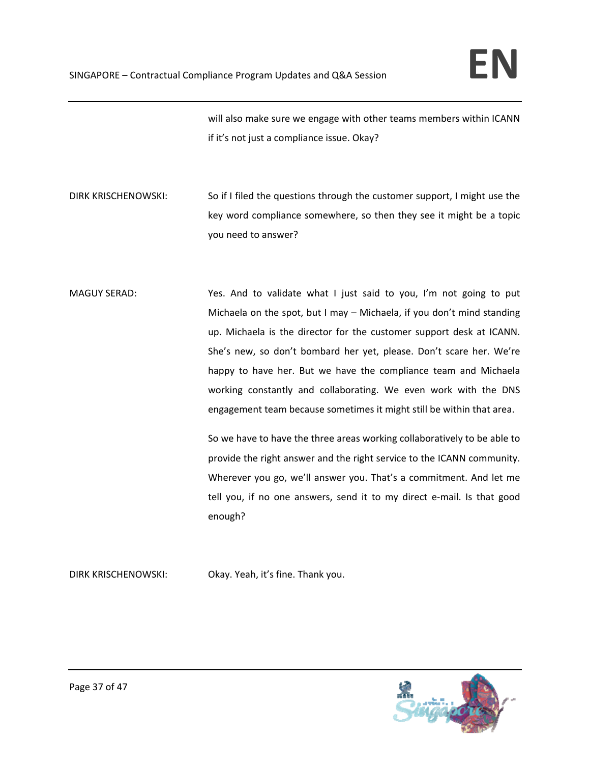will also make sure we engage with other teams members within ICANN if it's not just a compliance issue. Okay?

DIRK KRISCHENOWSKI: So if I filed the questions through the customer support, I might use the key word compliance somewhere, so then they see it might be a topic you need to answer?

MAGUY SERAD: Yes. And to validate what I just said to you, I'm not going to put Michaela on the spot, but I may – Michaela, if you don't mind standing up. Michaela is the director for the customer support desk at ICANN. She's new, so don't bombard her yet, please. Don't scare her. We're happy to have her. But we have the compliance team and Michaela working constantly and collaborating. We even work with the DNS engagement team because sometimes it might still be within that area.

So we have to have the three areas working collaboratively to be able to provide the right answer and the right service to the ICANN community. Wherever you go, we'll answer you. That's a commitment. And let me tell you, if no one answers, send it to my direct e-mail. Is that good enough?

DIRK KRISCHENOWSKI: Okay. Yeah, it's fine. Thank you.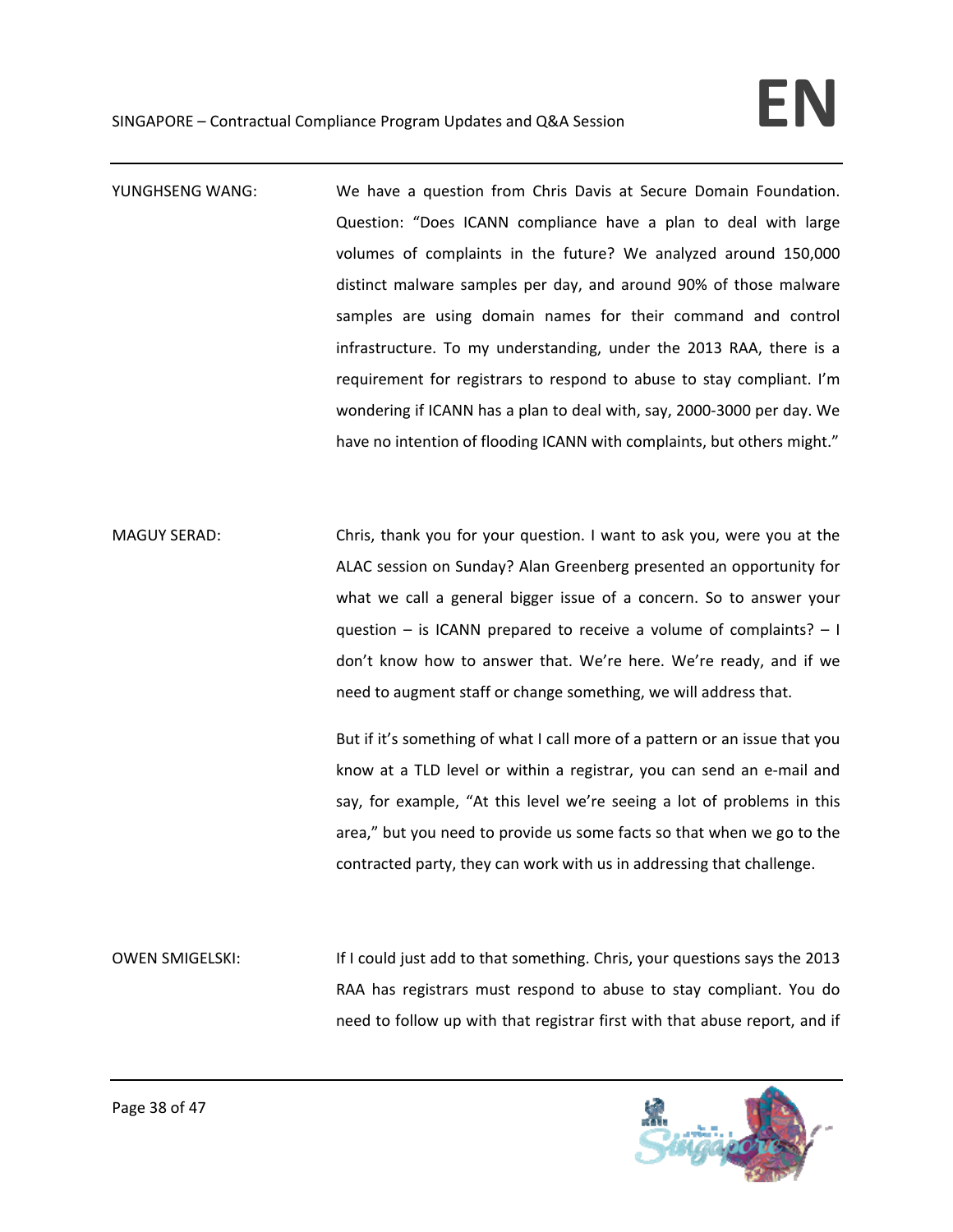YUNGHSENG WANG: We have a question from Chris Davis at Secure Domain Foundation. Question: "Does ICANN compliance have a plan to deal with large volumes of complaints in the future? We analyzed around 150,000 distinct malware samples per day, and around 90% of those malware samples are using domain names for their command and control infrastructure. To my understanding, under the 2013 RAA, there is a requirement for registrars to respond to abuse to stay compliant. I'm wondering if ICANN has a plan to deal with, say, 2000-3000 per day. We have no intention of flooding ICANN with complaints, but others might."

MAGUY SERAD: Chris, thank you for your question. I want to ask you, were you at the ALAC session on Sunday? Alan Greenberg presented an opportunity for what we call a general bigger issue of a concern. So to answer your question – is ICANN prepared to receive a volume of complaints? – I don't know how to answer that. We're here. We're ready, and if we need to augment staff or change something, we will address that.

But if it's something of what I call more of a pattern or an issue that you know at a TLD level or within a registrar, you can send an e-mail and say, for example, "At this level we're seeing a lot of problems in this area," but you need to provide us some facts so that when we go to the contracted party, they can work with us in addressing that challenge.

OWEN SMIGELSKI: If I could just add to that something. Chris, your questions says the 2013 RAA has registrars must respond to abuse to stay compliant. You do need to follow up with that registrar first with that abuse report, and if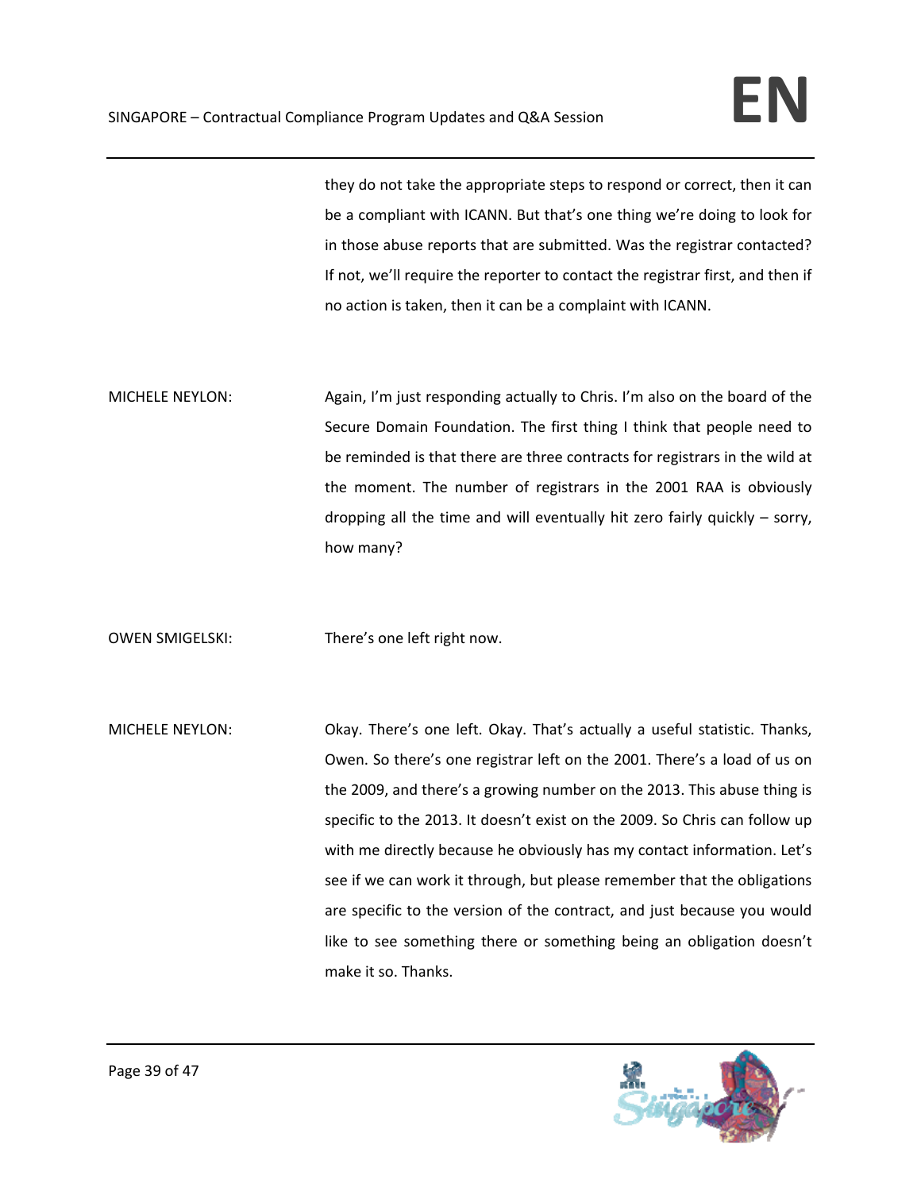they do not take the appropriate steps to respond or correct, then it can be a compliant with ICANN. But that's one thing we're doing to look for in those abuse reports that are submitted. Was the registrar contacted? If not, we'll require the reporter to contact the registrar first, and then if no action is taken, then it can be a complaint with ICANN.

MICHELE NEYLON: Again, I'm just responding actually to Chris. I'm also on the board of the Secure Domain Foundation. The first thing I think that people need to be reminded is that there are three contracts for registrars in the wild at the moment. The number of registrars in the 2001 RAA is obviously dropping all the time and will eventually hit zero fairly quickly – sorry, how many?

OWEN SMIGELSKI: There's one left right now.

MICHELE NEYLON: Okay. There's one left. Okay. That's actually a useful statistic. Thanks, Owen. So there's one registrar left on the 2001. There's a load of us on the 2009, and there's a growing number on the 2013. This abuse thing is specific to the 2013. It doesn't exist on the 2009. So Chris can follow up with me directly because he obviously has my contact information. Let's see if we can work it through, but please remember that the obligations are specific to the version of the contract, and just because you would like to see something there or something being an obligation doesn't make it so. Thanks.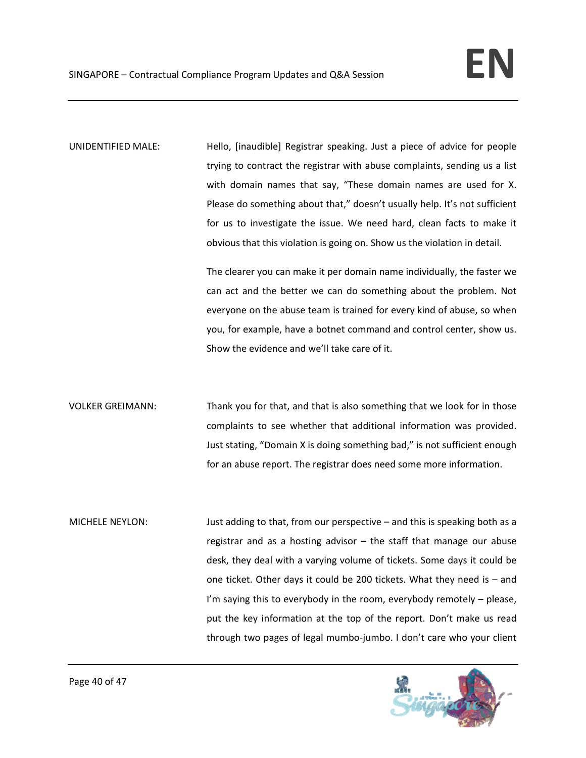UNIDENTIFIED MALE: Hello, [inaudible] Registrar speaking. Just a piece of advice for people trying to contract the registrar with abuse complaints, sending us a list with domain names that say, "These domain names are used for X. Please do something about that," doesn't usually help. It's not sufficient for us to investigate the issue. We need hard, clean facts to make it obvious that this violation is going on. Show us the violation in detail.

The clearer you can make it per domain name individually, the faster we can act and the better we can do something about the problem. Not everyone on the abuse team is trained for every kind of abuse, so when you, for example, have a botnet command and control center, show us. Show the evidence and we'll take care of it.

VOLKER GREIMANN: Thank you for that, and that is also something that we look for in those complaints to see whether that additional information was provided. Just stating, "Domain X is doing something bad," is not sufficient enough for an abuse report. The registrar does need some more information.

MICHELE NEYLON: Just adding to that, from our perspective – and this is speaking both as a registrar and as a hosting advisor – the staff that manage our abuse desk, they deal with a varying volume of tickets. Some days it could be one ticket. Other days it could be 200 tickets. What they need is – and I'm saying this to everybody in the room, everybody remotely – please, put the key information at the top of the report. Don't make us read through two pages of legal mumbo-jumbo. I don't care who your client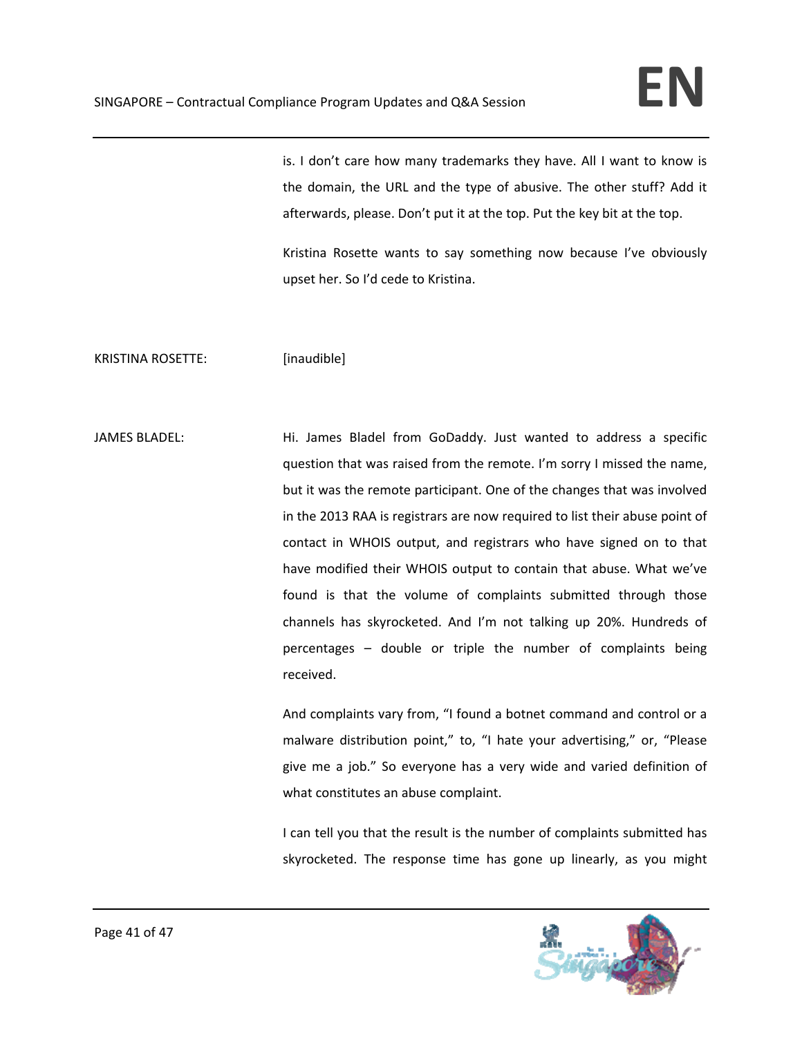is. I don't care how many trademarks they have. All I want to know is the domain, the URL and the type of abusive. The other stuff? Add it afterwards, please. Don't put it at the top. Put the key bit at the top.

Kristina Rosette wants to say something now because I've obviously upset her. So I'd cede to Kristina.

KRISTINA ROSETTE: [inaudible]

JAMES BLADEL: Hi. James Bladel from GoDaddy. Just wanted to address a specific question that was raised from the remote. I'm sorry I missed the name, but it was the remote participant. One of the changes that was involved in the 2013 RAA is registrars are now required to list their abuse point of contact in WHOIS output, and registrars who have signed on to that have modified their WHOIS output to contain that abuse. What we've found is that the volume of complaints submitted through those channels has skyrocketed. And I'm not talking up 20%. Hundreds of percentages – double or triple the number of complaints being received.

And complaints vary from, "I found a botnet command and control or a malware distribution point," to, "I hate your advertising," or, "Please give me a job." So everyone has a very wide and varied definition of what constitutes an abuse complaint.

I can tell you that the result is the number of complaints submitted has skyrocketed. The response time has gone up linearly, as you might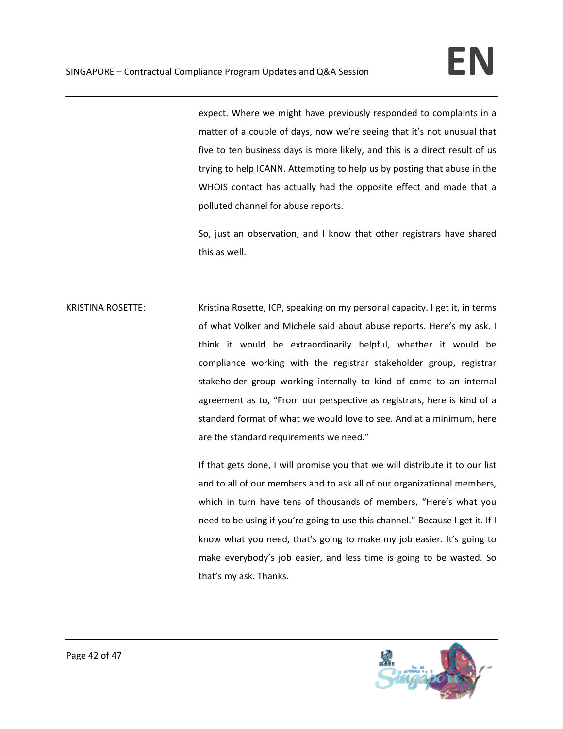expect. Where we might have previously responded to complaints in a matter of a couple of days, now we're seeing that it's not unusual that five to ten business days is more likely, and this is a direct result of us trying to help ICANN. Attempting to help us by posting that abuse in the WHOIS contact has actually had the opposite effect and made that a polluted channel for abuse reports.

So, just an observation, and I know that other registrars have shared this as well.

KRISTINA ROSETTE: Kristina Rosette, ICP, speaking on my personal capacity. I get it, in terms of what Volker and Michele said about abuse reports. Here's my ask. I think it would be extraordinarily helpful, whether it would be compliance working with the registrar stakeholder group, registrar stakeholder group working internally to kind of come to an internal agreement as to, "From our perspective as registrars, here is kind of a standard format of what we would love to see. And at a minimum, here are the standard requirements we need."

If that gets done, I will promise you that we will distribute it to our list and to all of our members and to ask all of our organizational members, which in turn have tens of thousands of members, "Here's what you need to be using if you're going to use this channel." Because I get it. If I know what you need, that's going to make my job easier. It's going to make everybody's job easier, and less time is going to be wasted. So that's my ask. Thanks.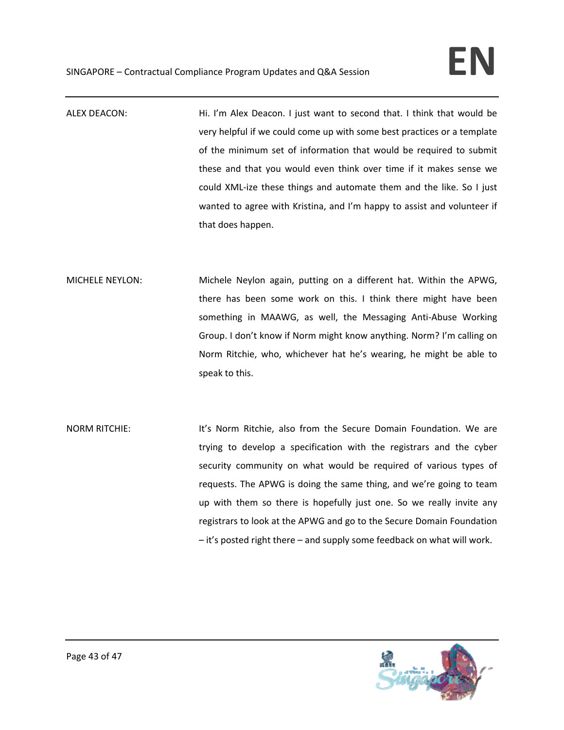ALEX DEACON: Hi. I'm Alex Deacon. I just want to second that. I think that would be very helpful if we could come up with some best practices or a template of the minimum set of information that would be required to submit these and that you would even think over time if it makes sense we could XML-ize these things and automate them and the like. So I just wanted to agree with Kristina, and I'm happy to assist and volunteer if that does happen.

MICHELE NEYLON: Michele Neylon again, putting on a different hat. Within the APWG, there has been some work on this. I think there might have been something in MAAWG, as well, the Messaging Anti-Abuse Working Group. I don't know if Norm might know anything. Norm? I'm calling on Norm Ritchie, who, whichever hat he's wearing, he might be able to speak to this.

NORM RITCHIE: It's Norm Ritchie, also from the Secure Domain Foundation. We are trying to develop a specification with the registrars and the cyber security community on what would be required of various types of requests. The APWG is doing the same thing, and we're going to team up with them so there is hopefully just one. So we really invite any registrars to look at the APWG and go to the Secure Domain Foundation – it's posted right there – and supply some feedback on what will work.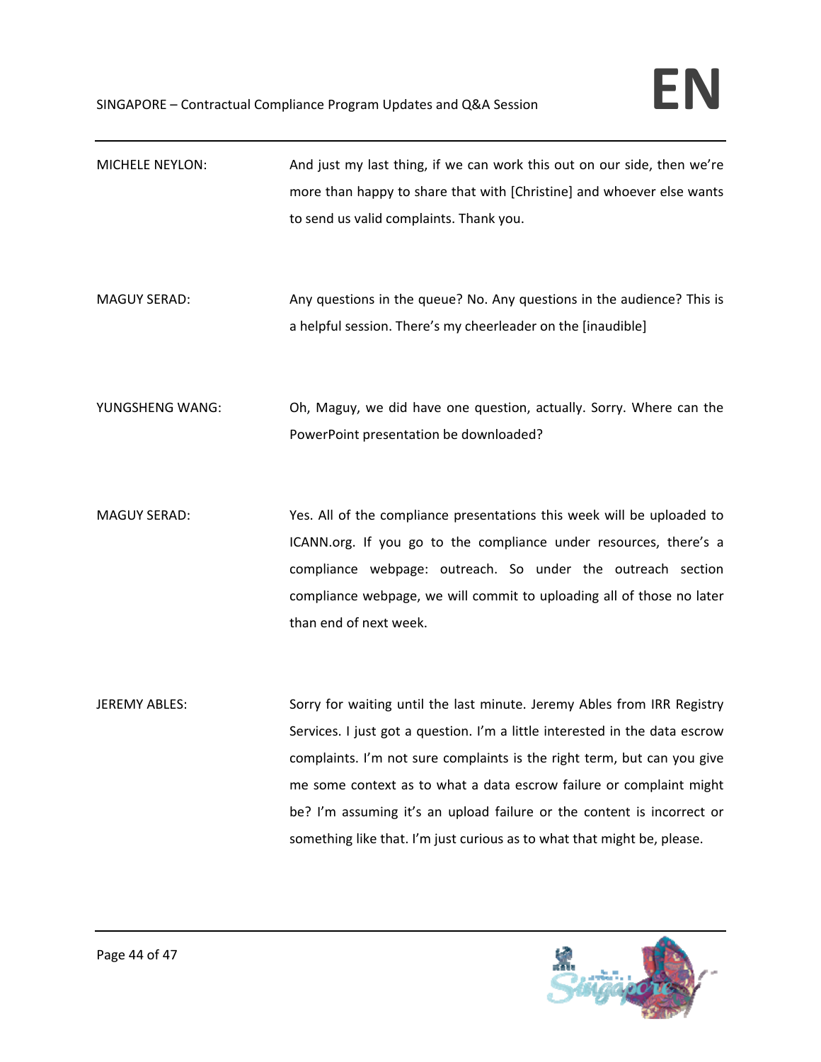MICHELE NEYLON: And just my last thing, if we can work this out on our side, then we're more than happy to share that with [Christine] and whoever else wants to send us valid complaints. Thank you.

MAGUY SERAD: Any questions in the queue? No. Any questions in the audience? This is a helpful session. There's my cheerleader on the [inaudible]

YUNGSHENG WANG: Oh, Maguy, we did have one question, actually. Sorry. Where can the PowerPoint presentation be downloaded?

MAGUY SERAD: Yes. All of the compliance presentations this week will be uploaded to ICANN.org. If you go to the compliance under resources, there's a compliance webpage: outreach. So under the outreach section compliance webpage, we will commit to uploading all of those no later than end of next week.

JEREMY ABLES: Sorry for waiting until the last minute. Jeremy Ables from IRR Registry Services. I just got a question. I'm a little interested in the data escrow complaints. I'm not sure complaints is the right term, but can you give me some context as to what a data escrow failure or complaint might be? I'm assuming it's an upload failure or the content is incorrect or something like that. I'm just curious as to what that might be, please.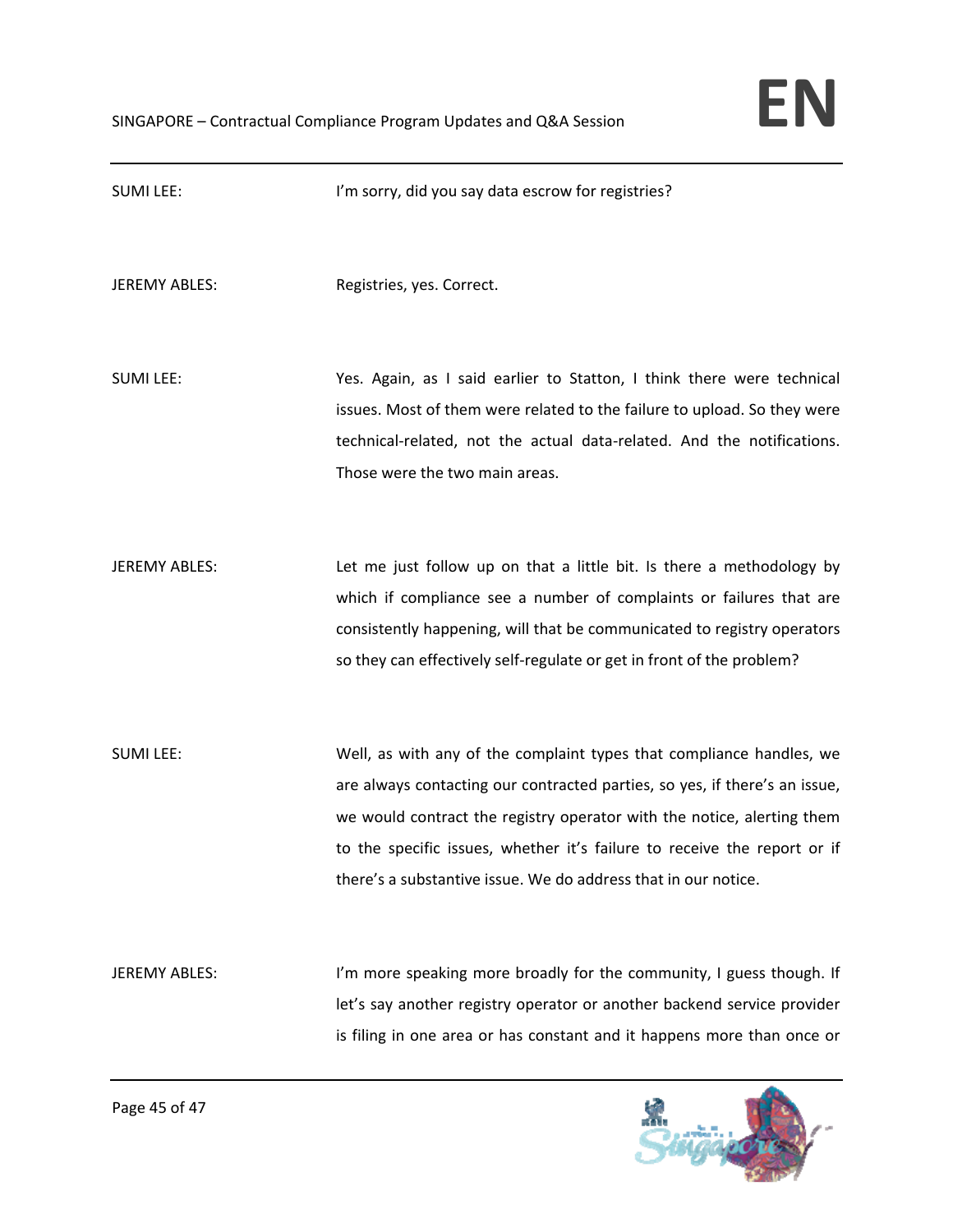SUMI LEE: I'm sorry, did you say data escrow for registries?

JEREMY ABLES: Registries, yes. Correct.

SUMI LEE: Yes. Again, as I said earlier to Statton, I think there were technical issues. Most of them were related to the failure to upload. So they were technical-related, not the actual data-related. And the notifications. Those were the two main areas.

JEREMY ABLES: Let me just follow up on that a little bit. Is there a methodology by which if compliance see a number of complaints or failures that are consistently happening, will that be communicated to registry operators so they can effectively self-regulate or get in front of the problem?

SUMI LEE: Well, as with any of the complaint types that compliance handles, we are always contacting our contracted parties, so yes, if there's an issue, we would contract the registry operator with the notice, alerting them to the specific issues, whether it's failure to receive the report or if there's a substantive issue. We do address that in our notice.

JEREMY ABLES: I'm more speaking more broadly for the community, I guess though. If let's say another registry operator or another backend service provider is filing in one area or has constant and it happens more than once or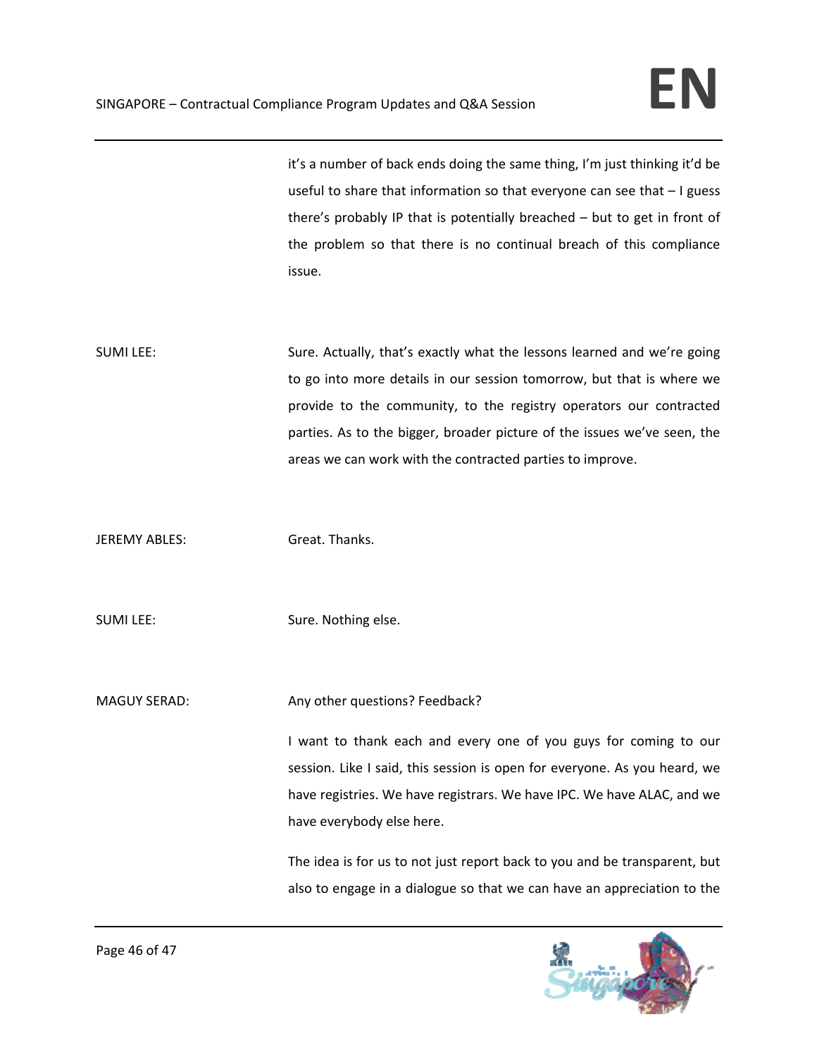it's a number of back ends doing the same thing, I'm just thinking it'd be useful to share that information so that everyone can see that – I guess there's probably IP that is potentially breached – but to get in front of the problem so that there is no continual breach of this compliance issue.

SUMI LEE: Sure. Actually, that's exactly what the lessons learned and we're going to go into more details in our session tomorrow, but that is where we provide to the community, to the registry operators our contracted parties. As to the bigger, broader picture of the issues we've seen, the areas we can work with the contracted parties to improve.

JEREMY ABLES: Great. Thanks.

SUMI LEE: Sure. Nothing else.

MAGUY SERAD: Any other questions? Feedback?

I want to thank each and every one of you guys for coming to our session. Like I said, this session is open for everyone. As you heard, we have registries. We have registrars. We have IPC. We have ALAC, and we have everybody else here.

The idea is for us to not just report back to you and be transparent, but also to engage in a dialogue so that we can have an appreciation to the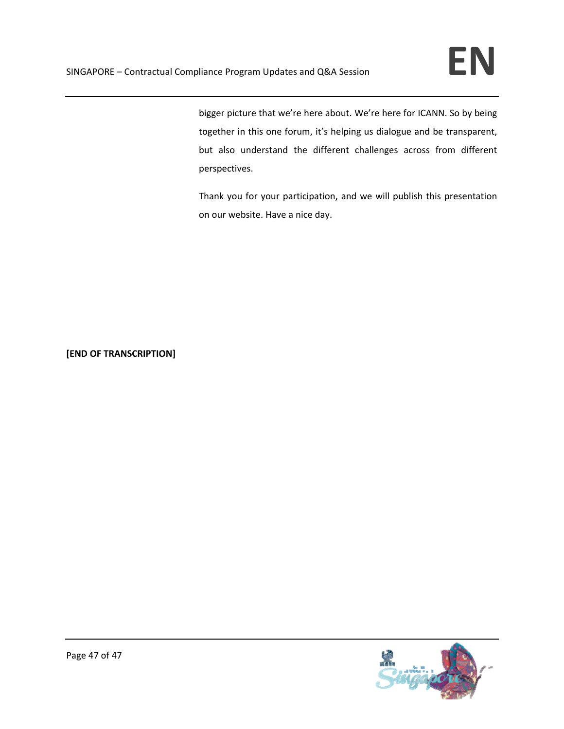bigger picture that we're here about. We're here for ICANN. So by being together in this one forum, it's helping us dialogue and be transparent, but also understand the different challenges across from different perspectives.

Thank you for your participation, and we will publish this presentation on our website. Have a nice day.

**[END OF TRANSCRIPTION]**